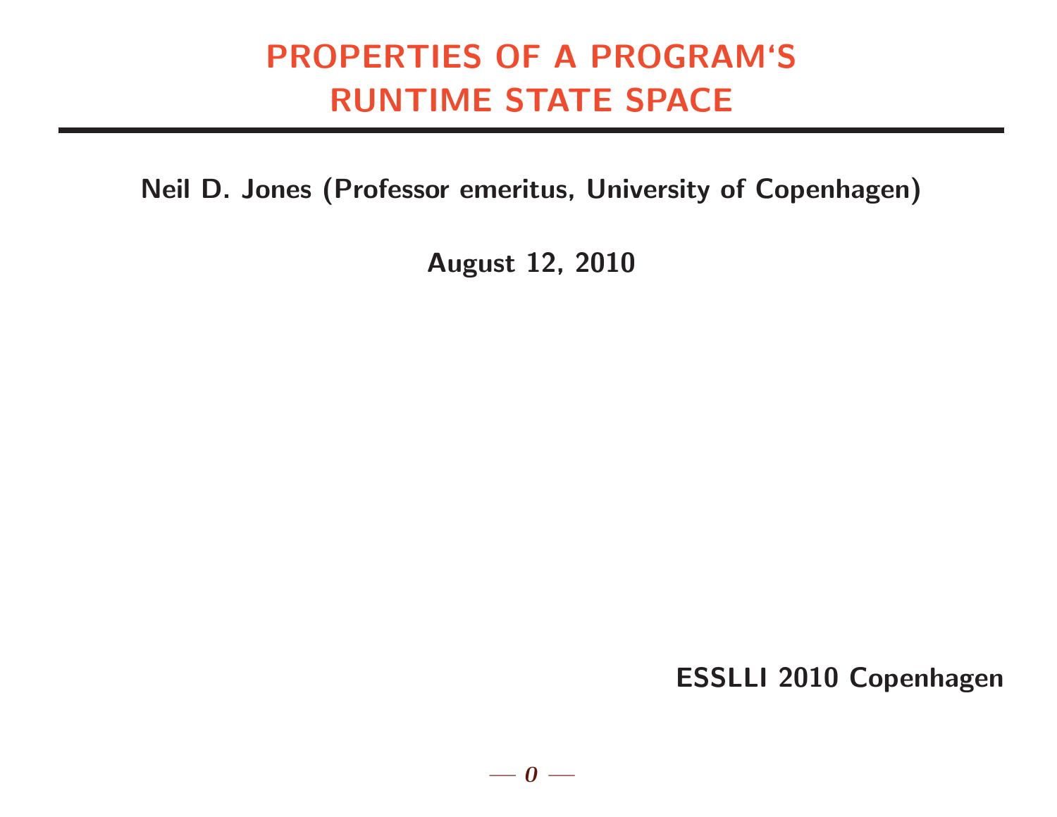# PROPERTIES OF A PROGRAM'S RUNTIME STATE SPACE

**Neil D. Jones (Professor emeritus, University of Copenhagen)**

**August 12, 2010**

**ESSLLI 2010 Copenhagen**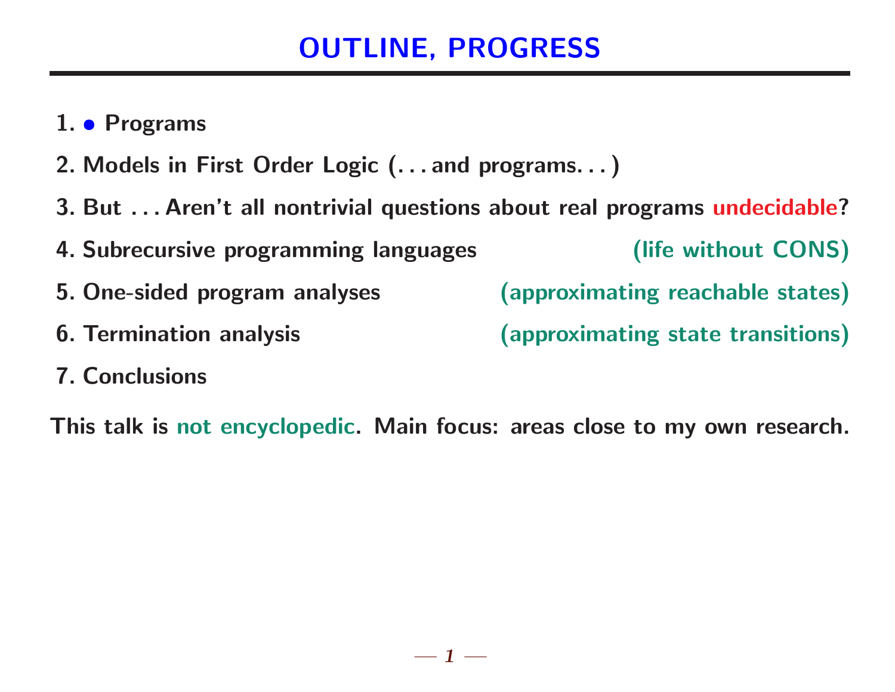# OUTLINE, PROGRESS

1. • Programs
2. Models in First Order Logic (. . . and programs. . . )
3. But . . . Aren't all nontrivial questions about real programs undecidable?
4. Subrecursive programming languages (life without CONS)
5. One-sided program analyses (approximating reachable states)
6. Termination analysis (approximating state transitions)
7. Conclusions

This talk is not encyclopedic. Main focus: areas close to my own research.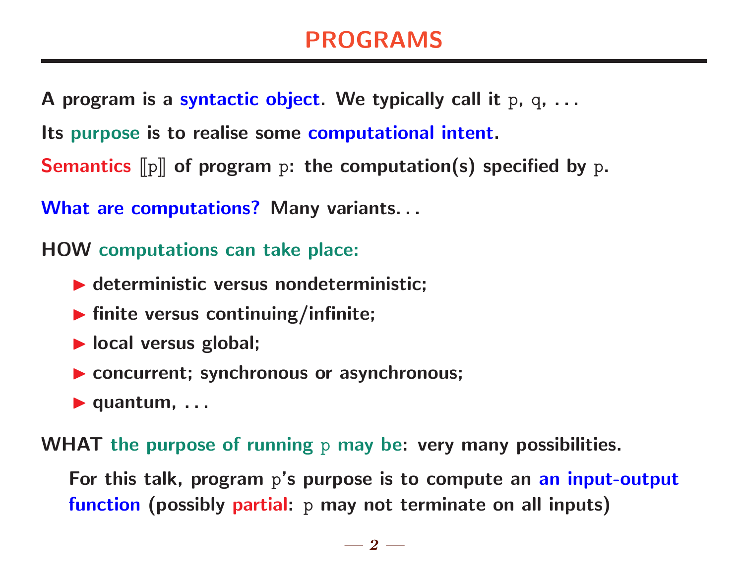# PROGRAMS

A program is a syntactic object. We typically call it p, q, . . .

Its purpose is to realise some computational intent.

Semantics $[\![p]\!]$ of program p: the computation(s) specified by p.

What are computations? Many variants. . .

HOW computations can take place:

- deterministic versus nondeterministic;
- finite versus continuing/infinite;
- local versus global;
- concurrent; synchronous or asynchronous;
- quantum, . . .

WHAT the purpose of running p may be: very many possibilities.

For this talk, program p's purpose is to compute an an input-output function (possibly partial: p may not terminate on all inputs)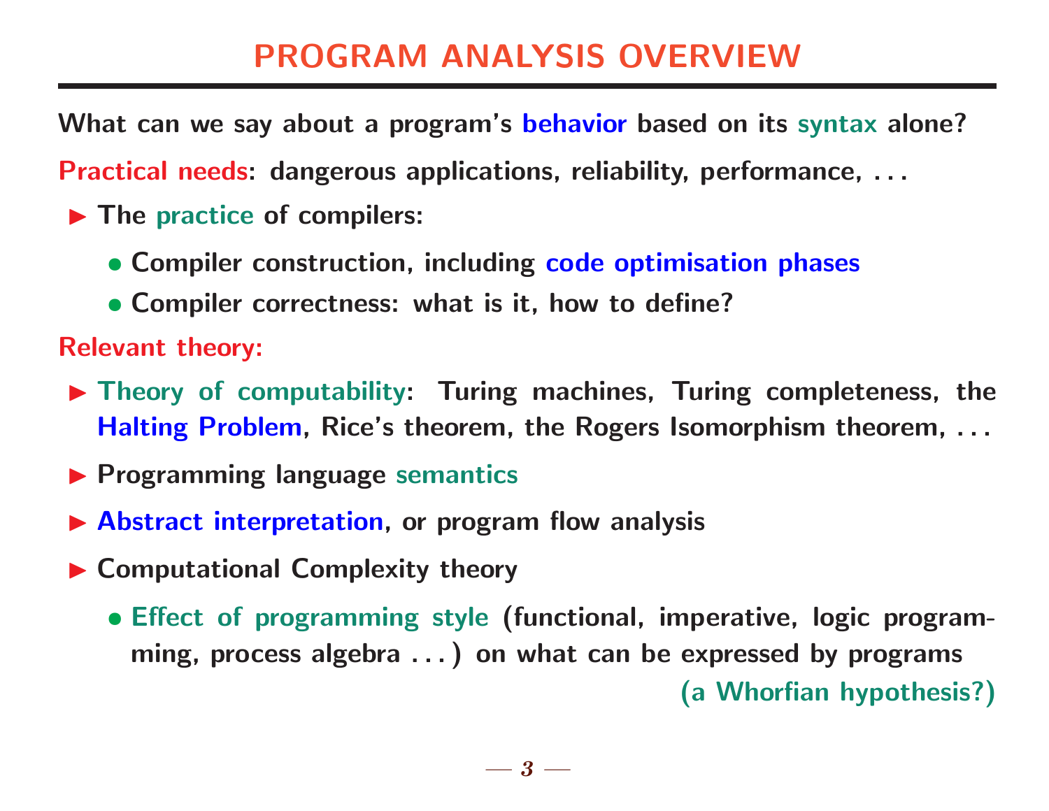# PROGRAM ANALYSIS OVERVIEW

What can we say about a program's behavior based on its syntax alone?

Practical needs: dangerous applications, reliability, performance, . . .

- The practice of compilers:
  - Compiler construction, including code optimisation phases
  - Compiler correctness: what is it, how to define?

Relevant theory:

- Theory of computability: Turing machines, Turing completeness, the Halting Problem, Rice's theorem, the Rogers Isomorphism theorem, . . .
- Programming language semantics
- Abstract interpretation, or program flow analysis
- Computational Complexity theory
  - Effect of programming style (functional, imperative, logic programming, process algebra . . . ) on what can be expressed by programs (a Whorfian hypothesis?)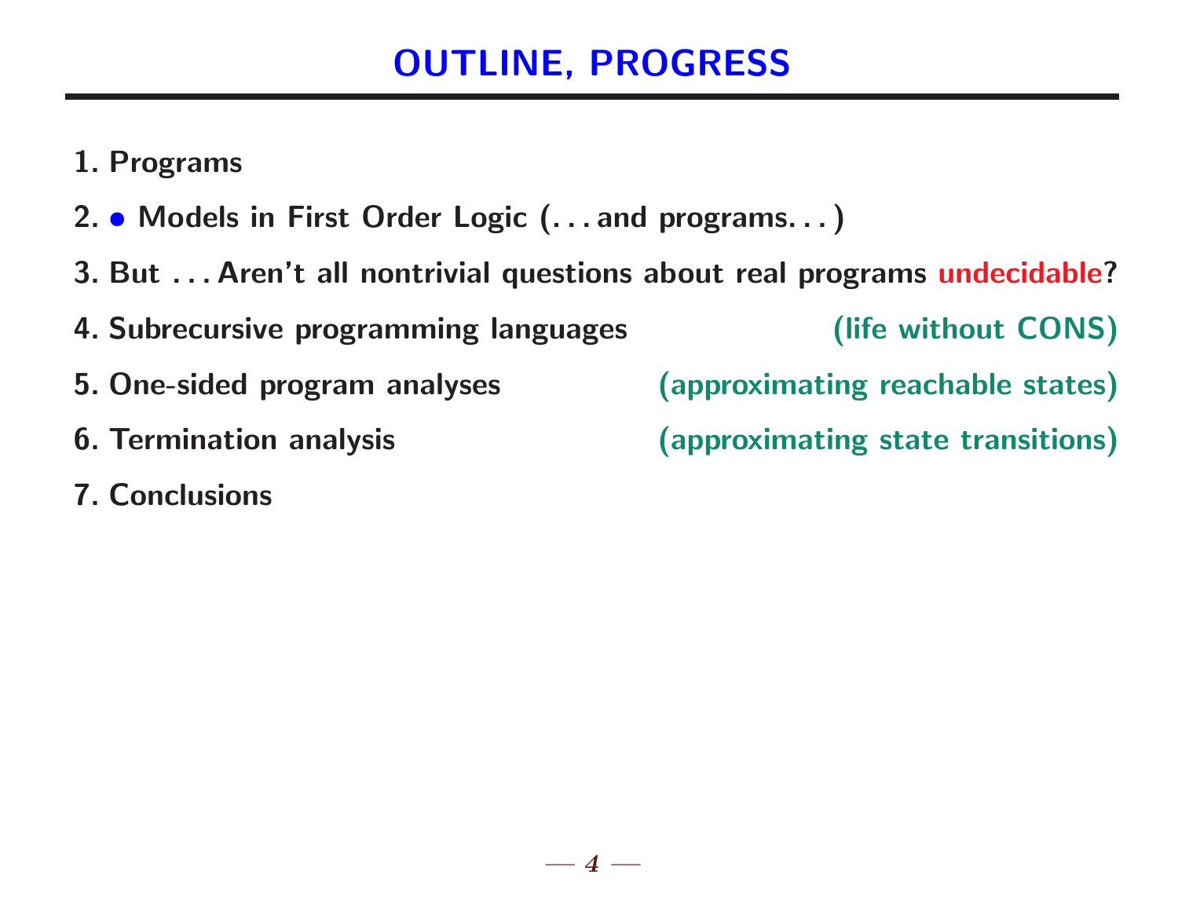# OUTLINE, PROGRESS

1. Programs
2. • Models in First Order Logic (. . . and programs. . . )
3. But . . . Aren't all nontrivial questions about real programs undecidable?
4. Subrecursive programming languages (life without CONS)
5. One-sided program analyses (approximating reachable states)
6. Termination analysis (approximating state transitions)
7. Conclusions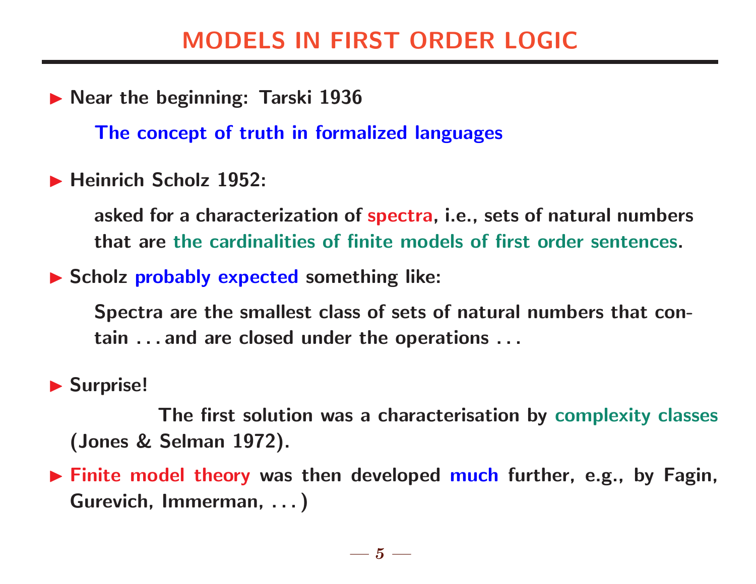# MODELS IN FIRST ORDER LOGIC

- **Near the beginning: Tarski 1936**

  **The concept of truth in formalized languages**

- **Heinrich Scholz 1952:**

  **asked for a characterization of spectra, i.e., sets of natural numbers that are the cardinalities of finite models of first order sentences.**

- **Scholz probably expected something like:**

  **Spectra are the smallest class of sets of natural numbers that contain . . . and are closed under the operations . . .**

- **Surprise!**

  **The first solution was a characterisation by complexity classes (Jones & Selman 1972).**

- **Finite model theory was then developed much further, e.g., by Fagin, Gurevich, Immerman, . . . )**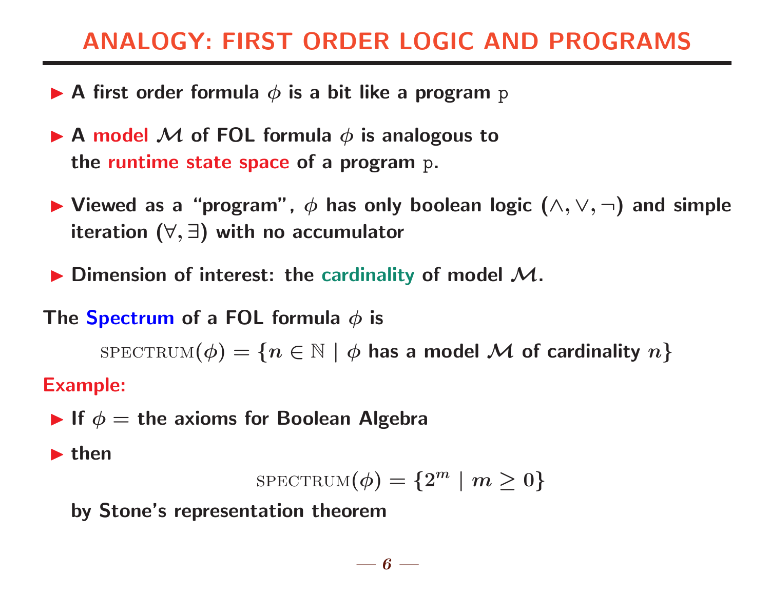# ANALOGY: FIRST ORDER LOGIC AND PROGRAMS

- A first order formula $\phi$ is a bit like a program `p`
- A **model** $\mathcal{M}$ of FOL formula $\phi$ is analogous to the **runtime state space** of a program `p`.
- Viewed as a "program", $\phi$ has only boolean logic $(\wedge, \vee, \neg)$ and simple iteration $(\forall, \exists)$ with no accumulator
- Dimension of interest: the **cardinality** of model $\mathcal{M}$.

The **Spectrum** of a FOL formula $\phi$ is

$$\textsc{spectrum}(\phi) = \{n \in \mathbb{N} \mid \phi \text{ has a model } \mathcal{M} \text{ of cardinality } n\}$$

**Example:**

- If $\phi =$ the axioms for Boolean Algebra
- then

$$\textsc{spectrum}(\phi) = \{2^m \mid m \geq 0\}$$

by Stone's representation theorem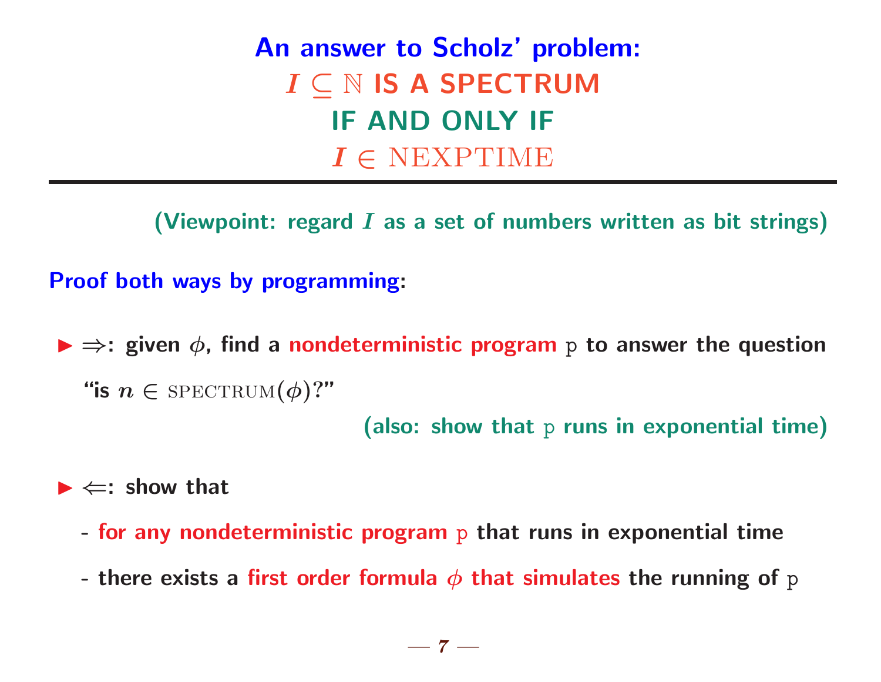# An answer to Scholz' problem: $I \subseteq \mathbb{N}$ IS A SPECTRUM IF AND ONLY IF $I \in \text{NEXPTIME}$

**(Viewpoint: regard $I$ as a set of numbers written as bit strings)**

**Proof both ways by programming:**

- **$\Rightarrow$: given $\phi$, find a nondeterministic program p to answer the question "is $n \in \text{SPECTRUM}(\phi)$?"**

  **(also: show that p runs in exponential time)**

- **$\Leftarrow$: show that**
  - **for any nondeterministic program p that runs in exponential time**
  - **there exists a first order formula $\phi$ that simulates the running of p**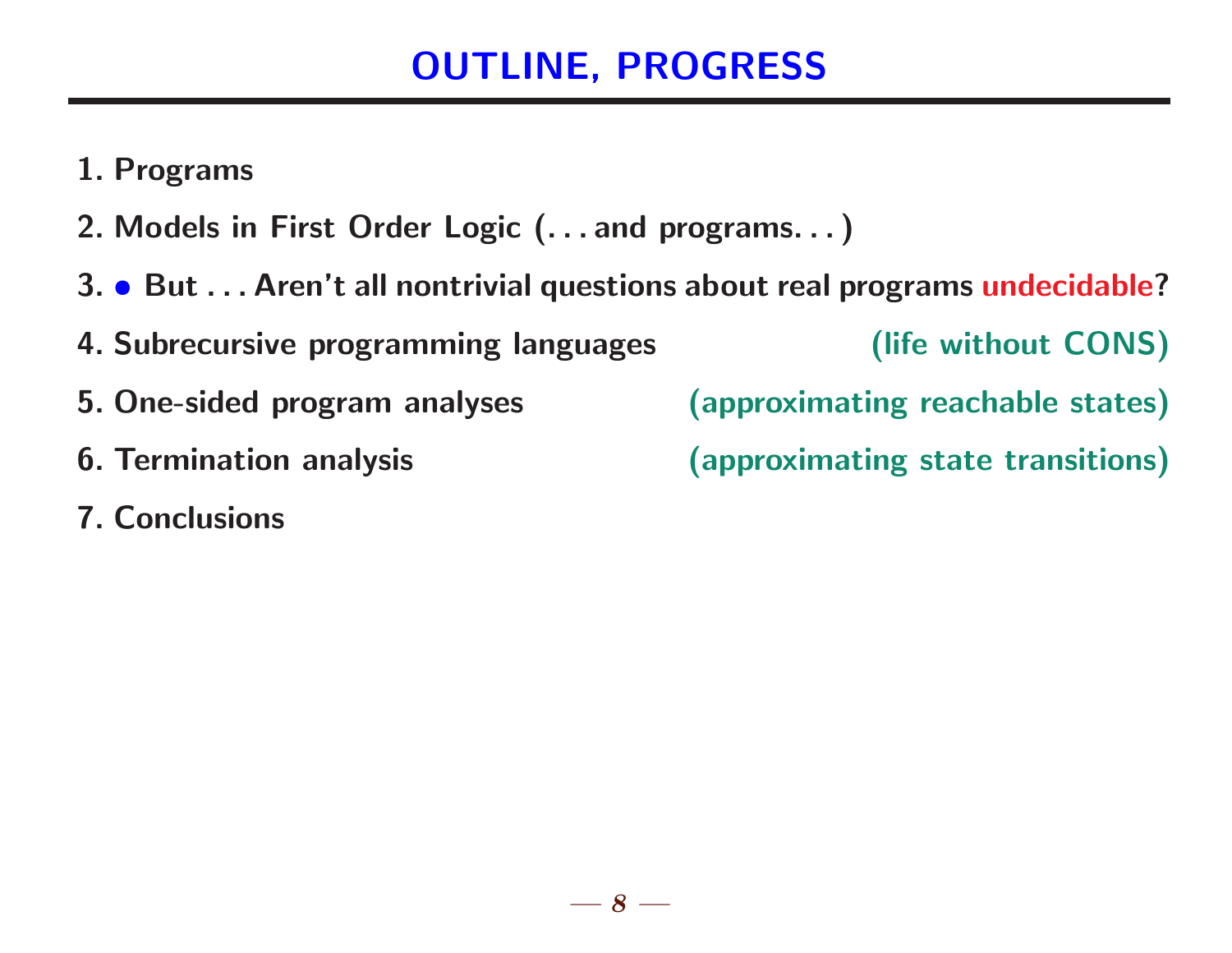# OUTLINE, PROGRESS

1. Programs
2. Models in First Order Logic (. . . and programs. . . )
3. • But . . . Aren't all nontrivial questions about real programs undecidable?
4. Subrecursive programming languages (life without CONS)
5. One-sided program analyses (approximating reachable states)
6. Termination analysis (approximating state transitions)
7. Conclusions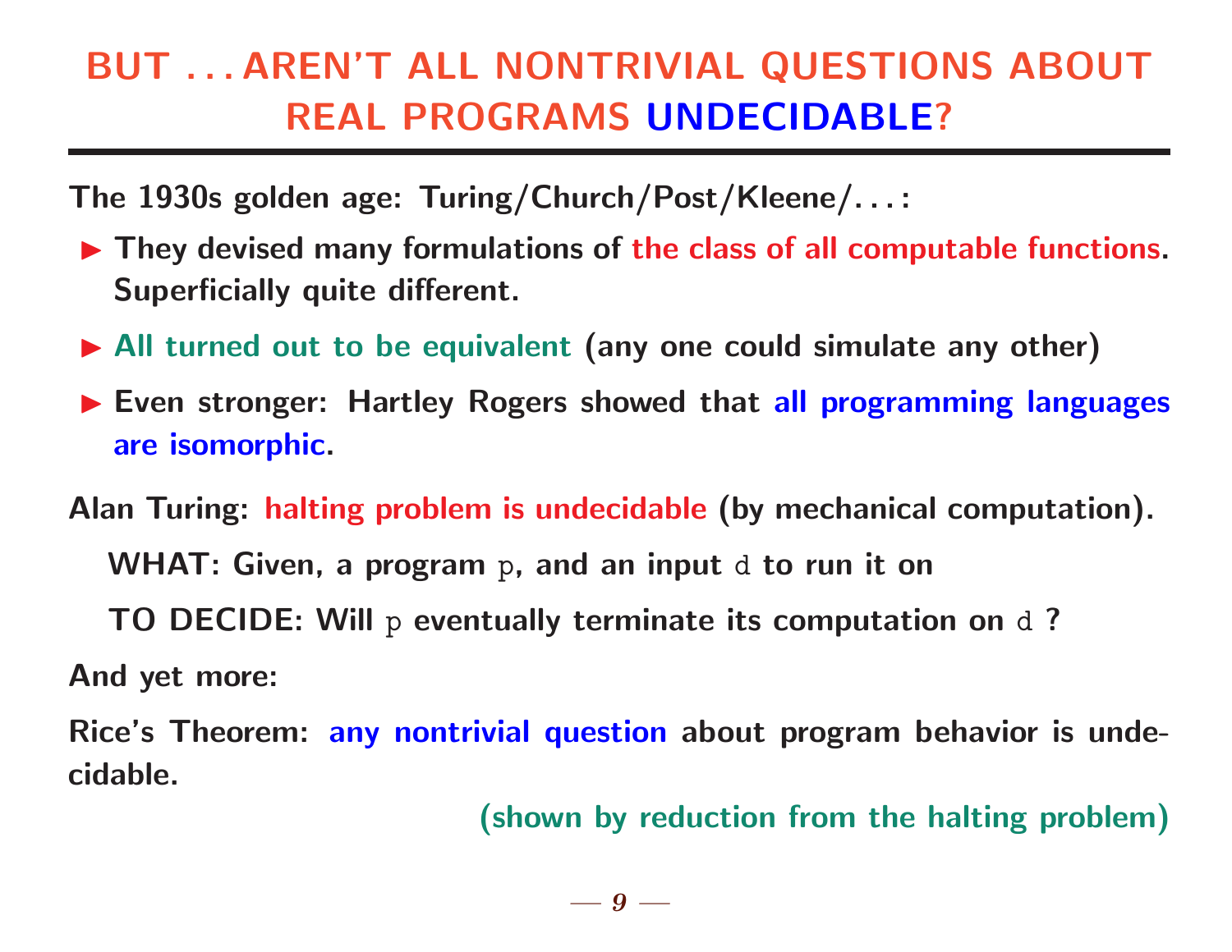# BUT . . . AREN'T ALL NONTRIVIAL QUESTIONS ABOUT REAL PROGRAMS UNDECIDABLE?

**The 1930s golden age: Turing/Church/Post/Kleene/. . . :**

- **They devised many formulations of the class of all computable functions. Superficially quite different.**
- **All turned out to be equivalent (any one could simulate any other)**
- **Even stronger: Hartley Rogers showed that all programming languages are isomorphic.**

**Alan Turing: halting problem is undecidable (by mechanical computation).**

**WHAT: Given, a program `p`, and an input `d` to run it on**

**TO DECIDE: Will `p` eventually terminate its computation on `d` ?**

**And yet more:**

**Rice's Theorem: any nontrivial question about program behavior is undecidable.**

**(shown by reduction from the halting problem)**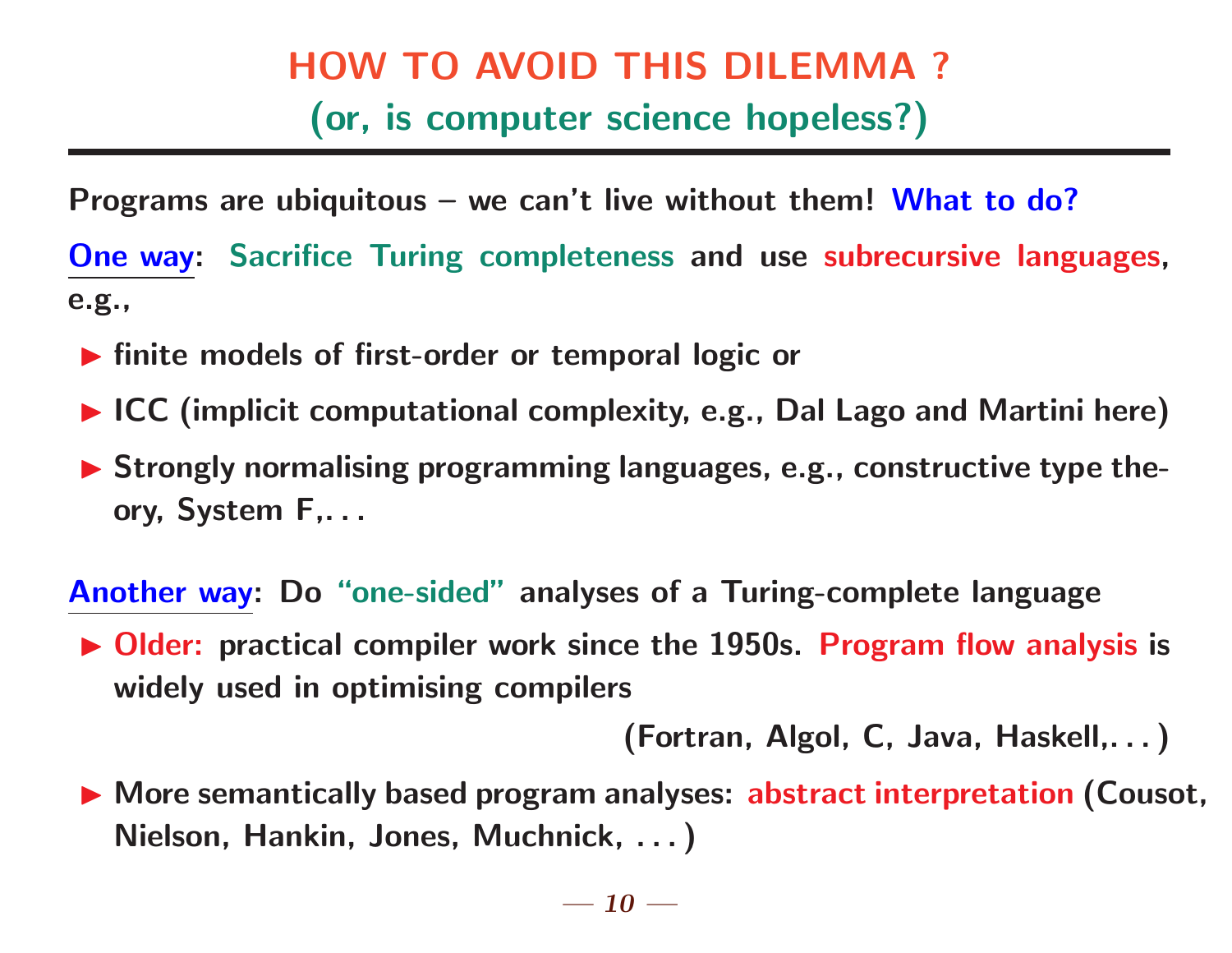# HOW TO AVOID THIS DILEMMA ?

## (or, is computer science hopeless?)

Programs are ubiquitous – we can't live without them! What to do?

One way: Sacrifice Turing completeness and use subrecursive languages, e.g.,

- finite models of first-order or temporal logic or
- ICC (implicit computational complexity, e.g., Dal Lago and Martini here)
- Strongly normalising programming languages, e.g., constructive type theory, System F,. . .

Another way: Do "one-sided" analyses of a Turing-complete language

- Older: practical compiler work since the 1950s. Program flow analysis is widely used in optimising compilers

  (Fortran, Algol, C, Java, Haskell,. . . )

- More semantically based program analyses: abstract interpretation (Cousot, Nielson, Hankin, Jones, Muchnick, . . . )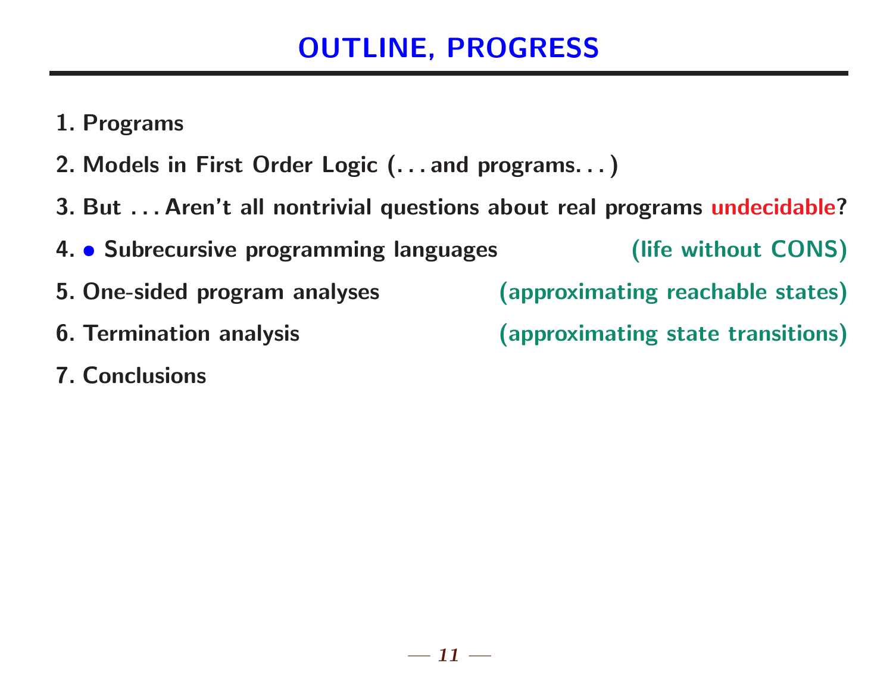# OUTLINE, PROGRESS

1. Programs
2. Models in First Order Logic (. . . and programs. . . )
3. But . . . Aren't all nontrivial questions about real programs undecidable?
4. • Subrecursive programming languages (life without CONS)
5. One-sided program analyses (approximating reachable states)
6. Termination analysis (approximating state transitions)
7. Conclusions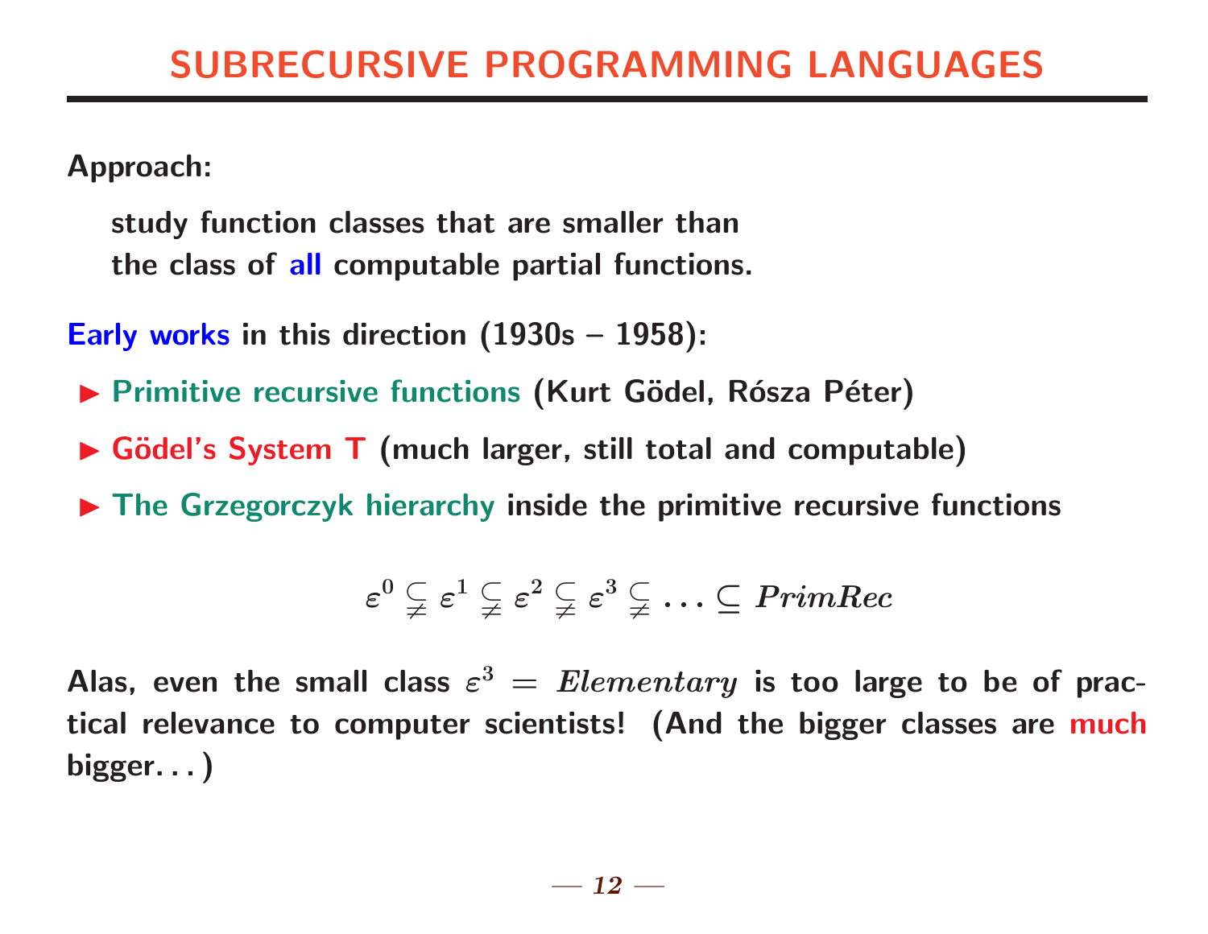# SUBRECURSIVE PROGRAMMING LANGUAGES

**Approach:**

> **study function classes that are smaller than the class of all computable partial functions.**

**Early works in this direction (1930s – 1958):**

- **Primitive recursive functions (Kurt Gödel, Rósza Péter)**
- **Gödel's System T (much larger, still total and computable)**
- **The Grzegorczyk hierarchy inside the primitive recursive functions**

$$\varepsilon^0 \subsetneq \varepsilon^1 \subsetneq \varepsilon^2 \subsetneq \varepsilon^3 \subsetneq \ldots \subseteq PrimRec$$

**Alas, even the small class $\varepsilon^3 = Elementary$ is too large to be of practical relevance to computer scientists! (And the bigger classes are much bigger. . . )**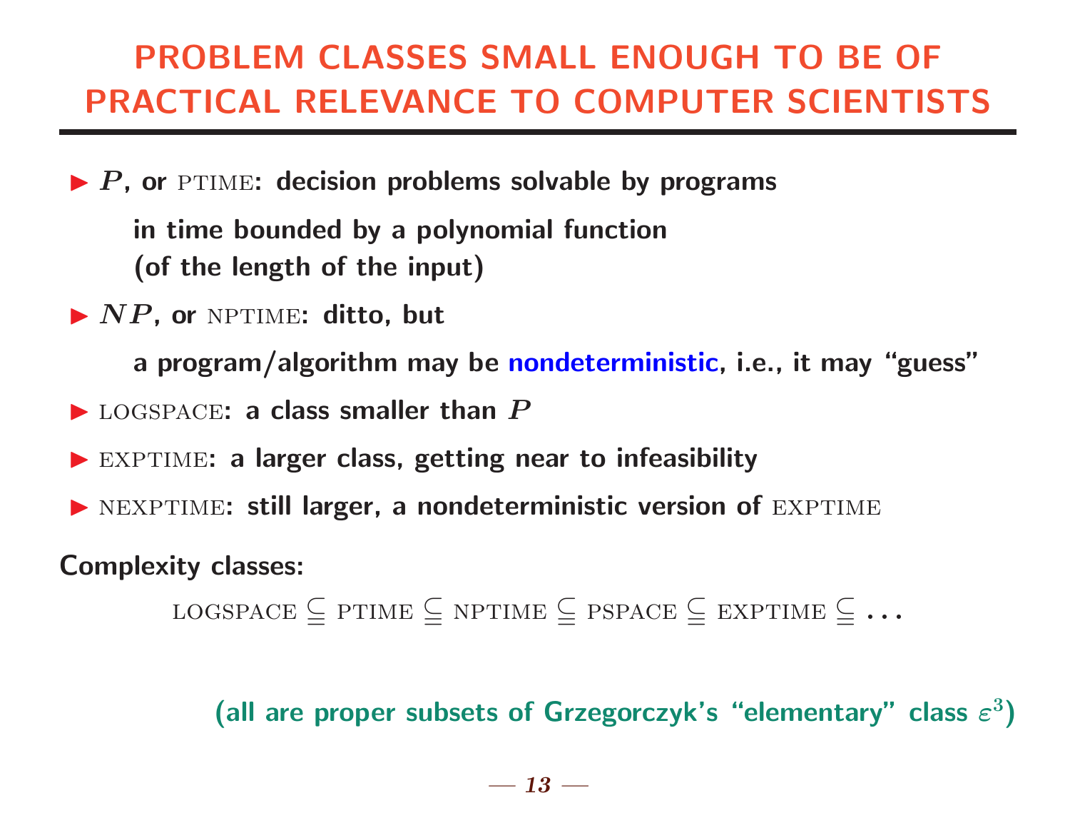# PROBLEM CLASSES SMALL ENOUGH TO BE OF PRACTICAL RELEVANCE TO COMPUTER SCIENTISTS

- **$P$, or PTIME: decision problems solvable by programs**

  **in time bounded by a polynomial function (of the length of the input)**

- **$NP$, or NPTIME: ditto, but**

  **a program/algorithm may be nondeterministic, i.e., it may "guess"**

- LOGSPACE**: a class smaller than $P$**
- EXPTIME**: a larger class, getting near to infeasibility**
- NEXPTIME**: still larger, a nondeterministic version of** EXPTIME

**Complexity classes:**

$$\text{LOGSPACE} \subseteq \text{PTIME} \subseteq \text{NPTIME} \subseteq \text{PSPACE} \subseteq \text{EXPTIME} \subseteq \ldots$$

**(all are proper subsets of Grzegorczyk's "elementary" class $\varepsilon^3$)**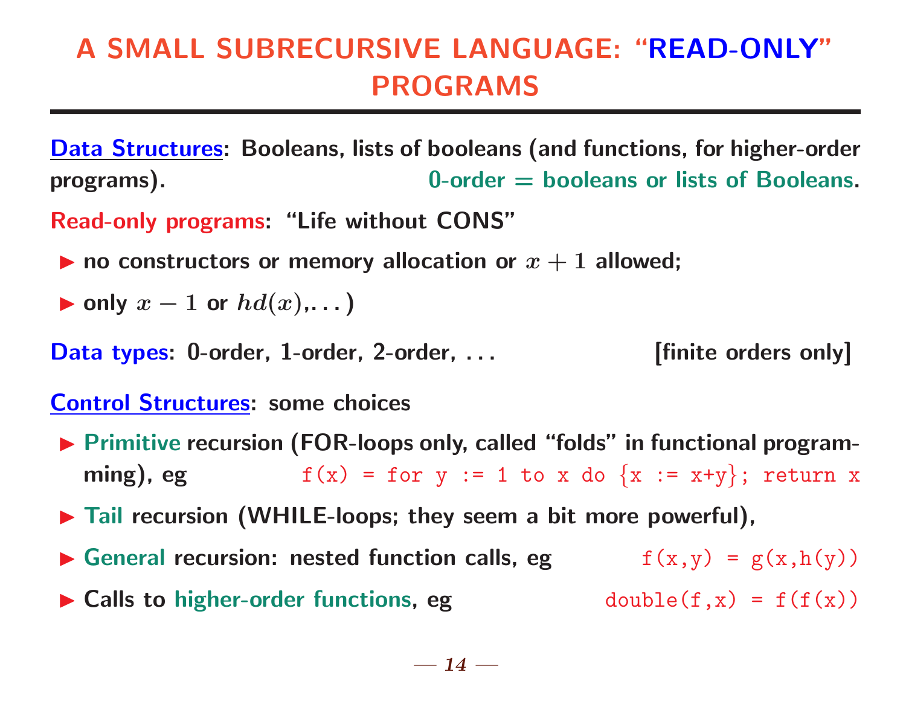# A SMALL SUBRECURSIVE LANGUAGE: "READ-ONLY" PROGRAMS

**Data Structures**: Booleans, lists of booleans (and functions, for higher-order programs). 0-order = booleans or lists of Booleans.

**Read-only programs**: "Life without CONS"

- no constructors or memory allocation or $x + 1$ allowed;
- only $x - 1$ or $hd(x)$,. . . )

**Data types**: 0-order, 1-order, 2-order, . . . [finite orders only]

**Control Structures**: some choices

- **Primitive** recursion (FOR-loops only, called "folds" in functional programming), eg `f(x) = for y := 1 to x do {x := x+y}; return x`
- **Tail** recursion (WHILE-loops; they seem a bit more powerful),
- **General** recursion: nested function calls, eg `f(x,y) = g(x,h(y))`
- Calls to **higher-order functions**, eg `double(f,x) = f(f(x))`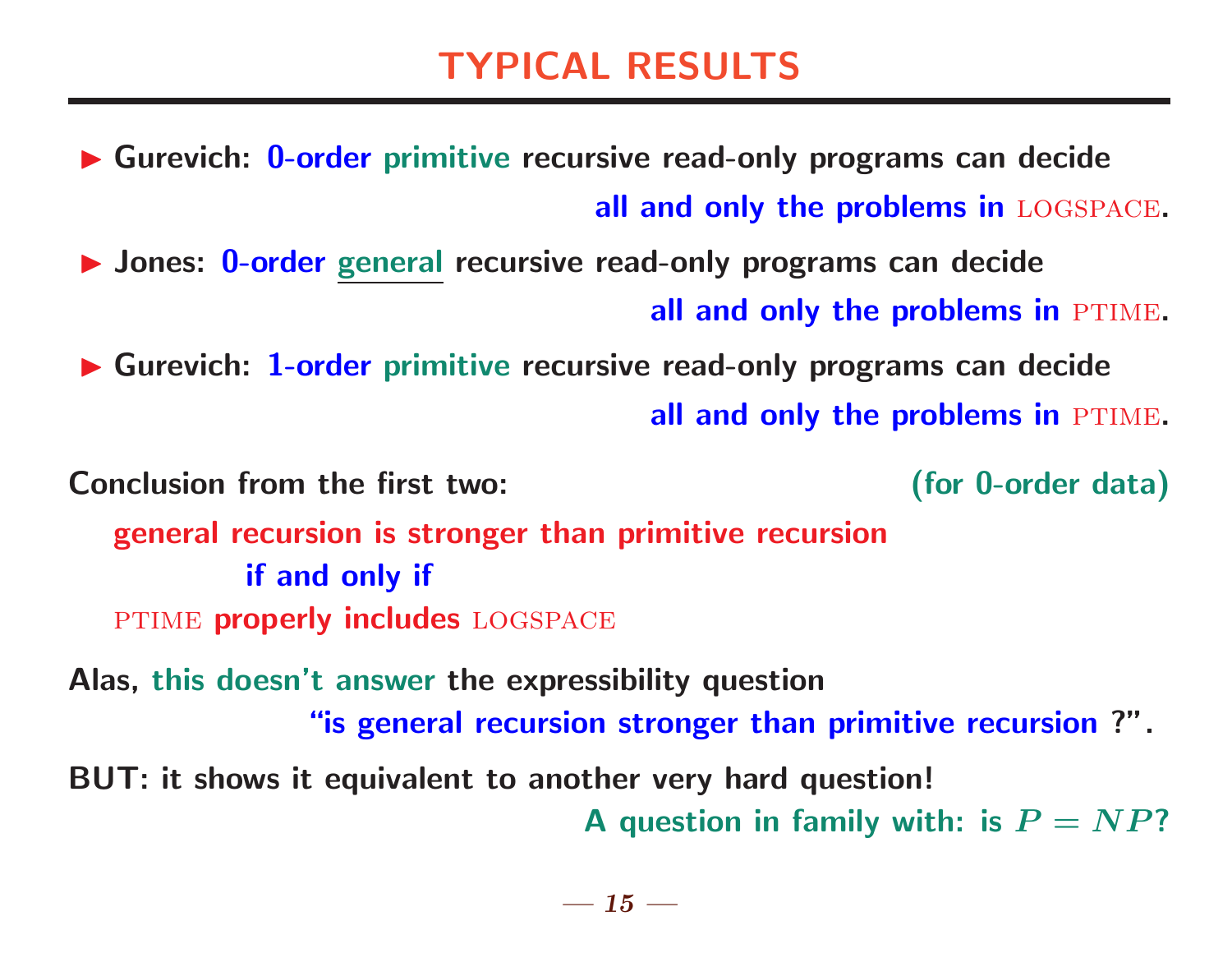# TYPICAL RESULTS

- **Gurevich: 0-order primitive recursive read-only programs can decide all and only the problems in LOGSPACE.**
- **Jones: 0-order <u>general</u> recursive read-only programs can decide all and only the problems in PTIME.**
- **Gurevich: 1-order primitive recursive read-only programs can decide all and only the problems in PTIME.**

**Conclusion from the first two:** **(for 0-order data)**

> **general recursion is stronger than primitive recursion**
>
> **if and only if**
>
> PTIME **properly includes** LOGSPACE

**Alas, this doesn't answer the expressibility question "is general recursion stronger than primitive recursion ?".**

**BUT: it shows it equivalent to another very hard question!**

**A question in family with: is $P = NP$?**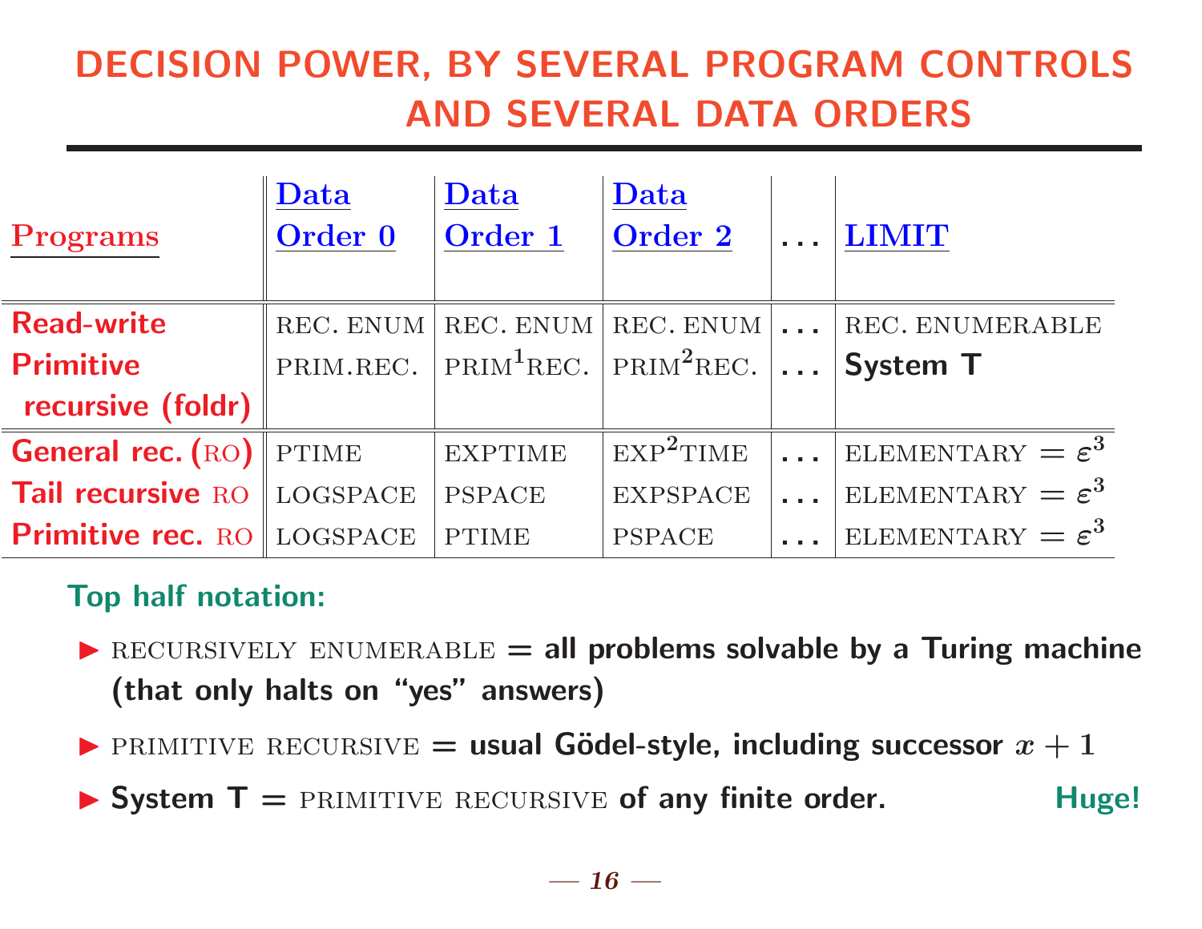# DECISION POWER, BY SEVERAL PROGRAM CONTROLS AND SEVERAL DATA ORDERS

| Programs | Data Order 0 | Data Order 1 | Data Order 2 | ... | LIMIT |
|---|---|---|---|---|---|
| **Read-write** | REC. ENUM | REC. ENUM | REC. ENUM | ... | REC. ENUMERABLE |
| **Primitive recursive (foldr)** | PRIM.REC. | $\text{PRIM}^1\text{REC.}$ | $\text{PRIM}^2\text{REC.}$ | ... | **System T** |
| **General rec. (RO)** | PTIME | EXPTIME | $\text{EXP}^2\text{TIME}$ | ... | ELEMENTARY $= \varepsilon^3$ |
| **Tail recursive RO** | LOGSPACE | PSPACE | EXPSPACE | ... | ELEMENTARY $= \varepsilon^3$ |
| **Primitive rec. RO** | LOGSPACE | PTIME | PSPACE | ... | ELEMENTARY $= \varepsilon^3$ |

**Top half notation:**

- RECURSIVELY ENUMERABLE = **all problems solvable by a Turing machine (that only halts on "yes" answers)**
- PRIMITIVE RECURSIVE = **usual Gödel-style, including successor $x + 1$**
- **System T** = PRIMITIVE RECURSIVE **of any finite order.** **Huge!**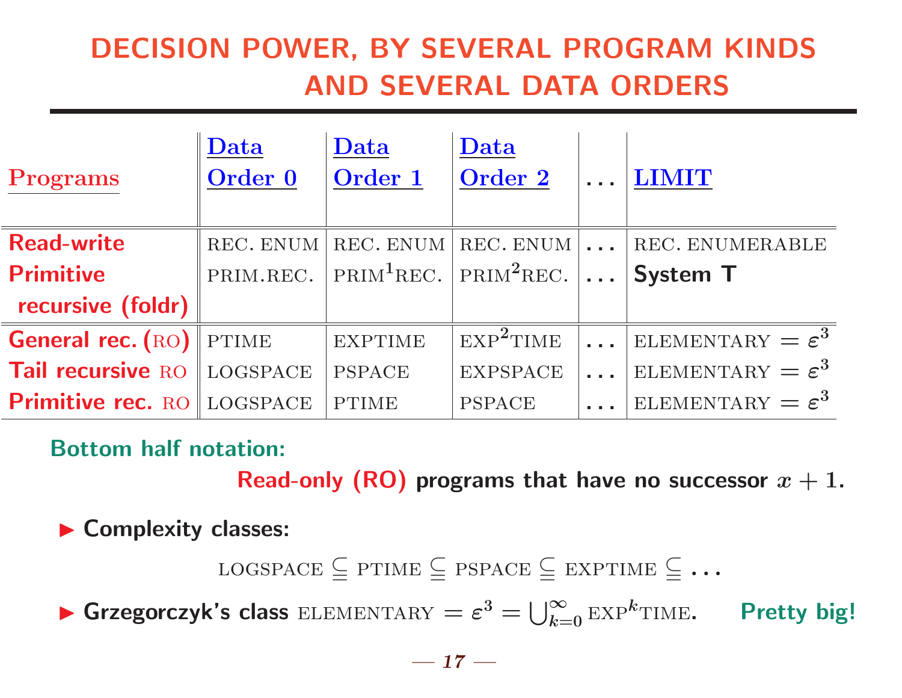# DECISION POWER, BY SEVERAL PROGRAM KINDS AND SEVERAL DATA ORDERS

| Programs | Data Order 0 | Data Order 1 | Data Order 2 | ... | LIMIT |
|---|---|---|---|---|---|
| **Read-write** | REC. ENUM | REC. ENUM | REC. ENUM | ... | REC. ENUMERABLE |
| **Primitive recursive (foldr)** | PRIM.REC. | $\text{PRIM}^1\text{REC.}$ | $\text{PRIM}^2\text{REC.}$ | ... | **System T** |
| **General rec. (RO)** | PTIME | EXPTIME | $\text{EXP}^2\text{TIME}$ | ... | $\text{ELEMENTARY} = \varepsilon^3$ |
| **Tail recursive RO** | LOGSPACE | PSPACE | EXPSPACE | ... | $\text{ELEMENTARY} = \varepsilon^3$ |
| **Primitive rec. RO** | LOGSPACE | PTIME | PSPACE | ... | $\text{ELEMENTARY} = \varepsilon^3$ |

**Bottom half notation:**

**Read-only (RO) programs that have no successor $x + 1$.**

- **Complexity classes:**

$$\text{LOGSPACE} \subseteq \text{PTIME} \subseteq \text{PSPACE} \subseteq \text{EXPTIME} \subseteq \ldots$$

- **Grzegorczyk's class** $\text{ELEMENTARY} = \varepsilon^3 = \bigcup_{k=0}^{\infty} \text{EXP}^k\text{TIME}$. **Pretty big!**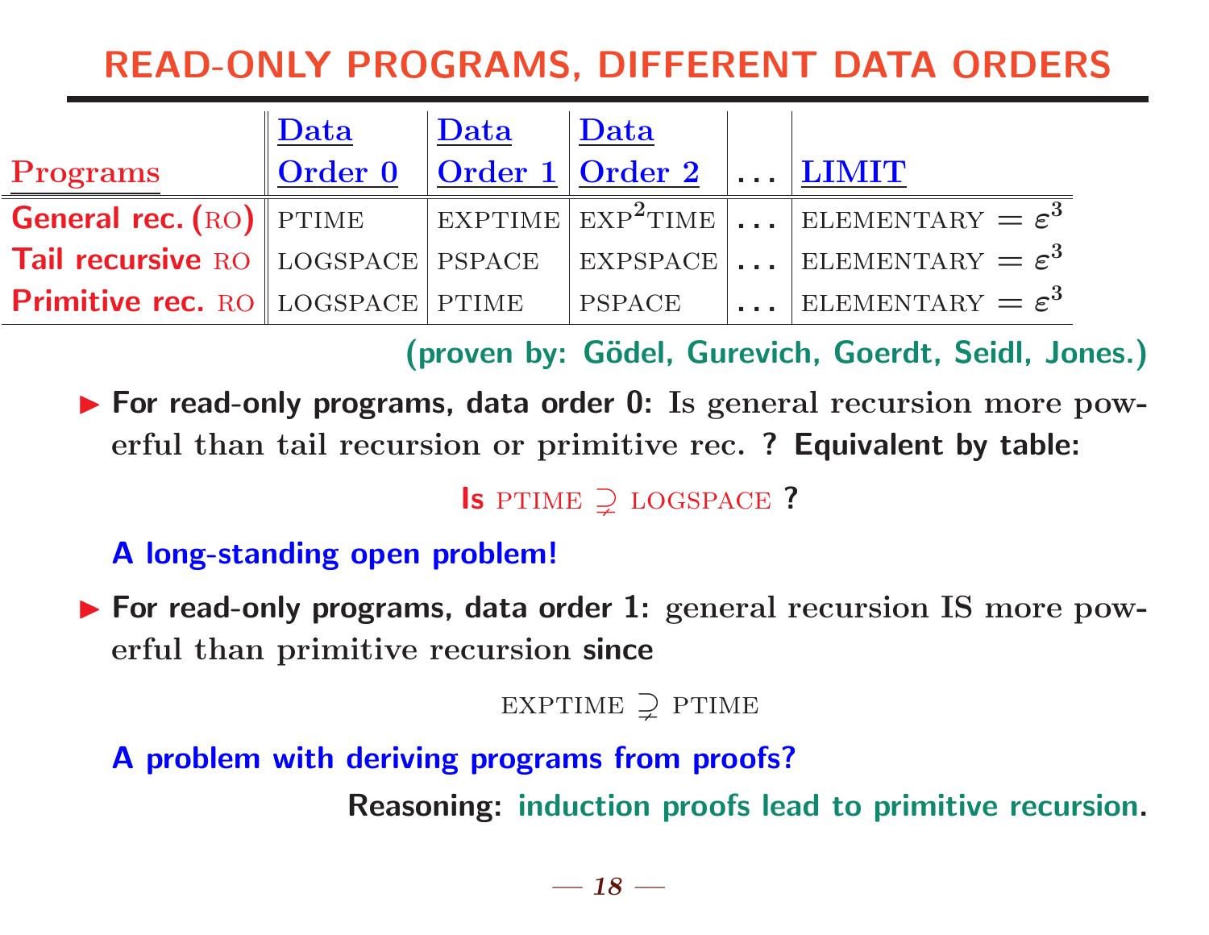# READ-ONLY PROGRAMS, DIFFERENT DATA ORDERS

| Programs | Data Order 0 | Data Order 1 | Data Order 2 | ... | LIMIT |
|---|---|---|---|---|---|
| **General rec. (RO)** | PTIME | EXPTIME | $\text{EXP}^2\text{TIME}$ | ... | ELEMENTARY $= \varepsilon^3$ |
| **Tail recursive RO** | LOGSPACE | PSPACE | EXPSPACE | ... | ELEMENTARY $= \varepsilon^3$ |
| **Primitive rec. RO** | LOGSPACE | PTIME | PSPACE | ... | ELEMENTARY $= \varepsilon^3$ |

**(proven by: Gödel, Gurevich, Goerdt, Seidl, Jones.)**

- **For read-only programs, data order 0:** Is general recursion more powerful than tail recursion or primitive rec. ? **Equivalent by table:**

  **Is** PTIME $\supsetneq$ LOGSPACE **?**

  **A long-standing open problem!**

- **For read-only programs, data order 1:** general recursion IS more powerful than primitive recursion **since**

  EXPTIME $\supsetneq$ PTIME

  **A problem with deriving programs from proofs?**

  **Reasoning: induction proofs lead to primitive recursion.**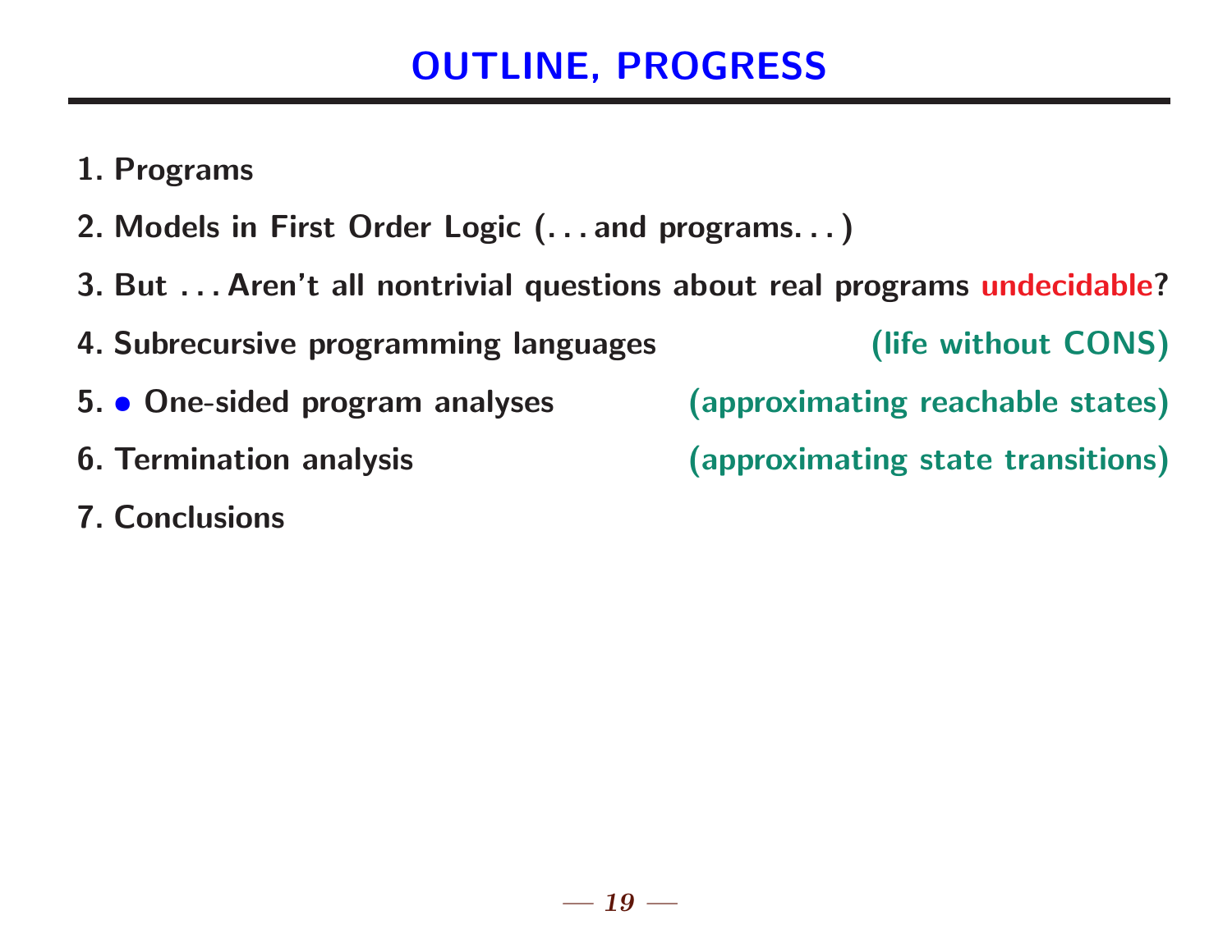# OUTLINE, PROGRESS

1. Programs
2. Models in First Order Logic (. . . and programs. . . )
3. But . . . Aren't all nontrivial questions about real programs undecidable?
4. Subrecursive programming languages (life without CONS)
5. • One-sided program analyses (approximating reachable states)
6. Termination analysis (approximating state transitions)
7. Conclusions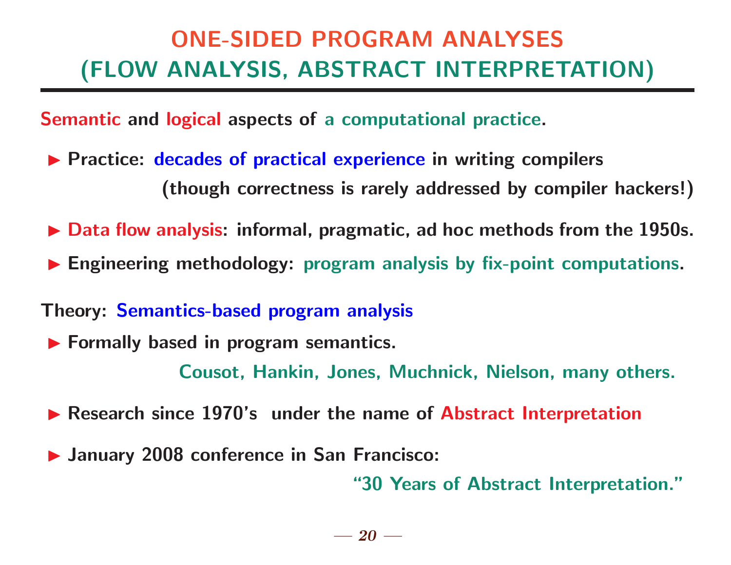# ONE-SIDED PROGRAM ANALYSES (FLOW ANALYSIS, ABSTRACT INTERPRETATION)

**Semantic and logical aspects of a computational practice.**

- **Practice: decades of practical experience in writing compilers**
  **(though correctness is rarely addressed by compiler hackers!)**
- **Data flow analysis: informal, pragmatic, ad hoc methods from the 1950s.**
- **Engineering methodology: program analysis by fix-point computations.**

**Theory: Semantics-based program analysis**

- **Formally based in program semantics.**
  **Cousot, Hankin, Jones, Muchnick, Nielson, many others.**
- **Research since 1970's under the name of Abstract Interpretation**
- **January 2008 conference in San Francisco:**
  **"30 Years of Abstract Interpretation."**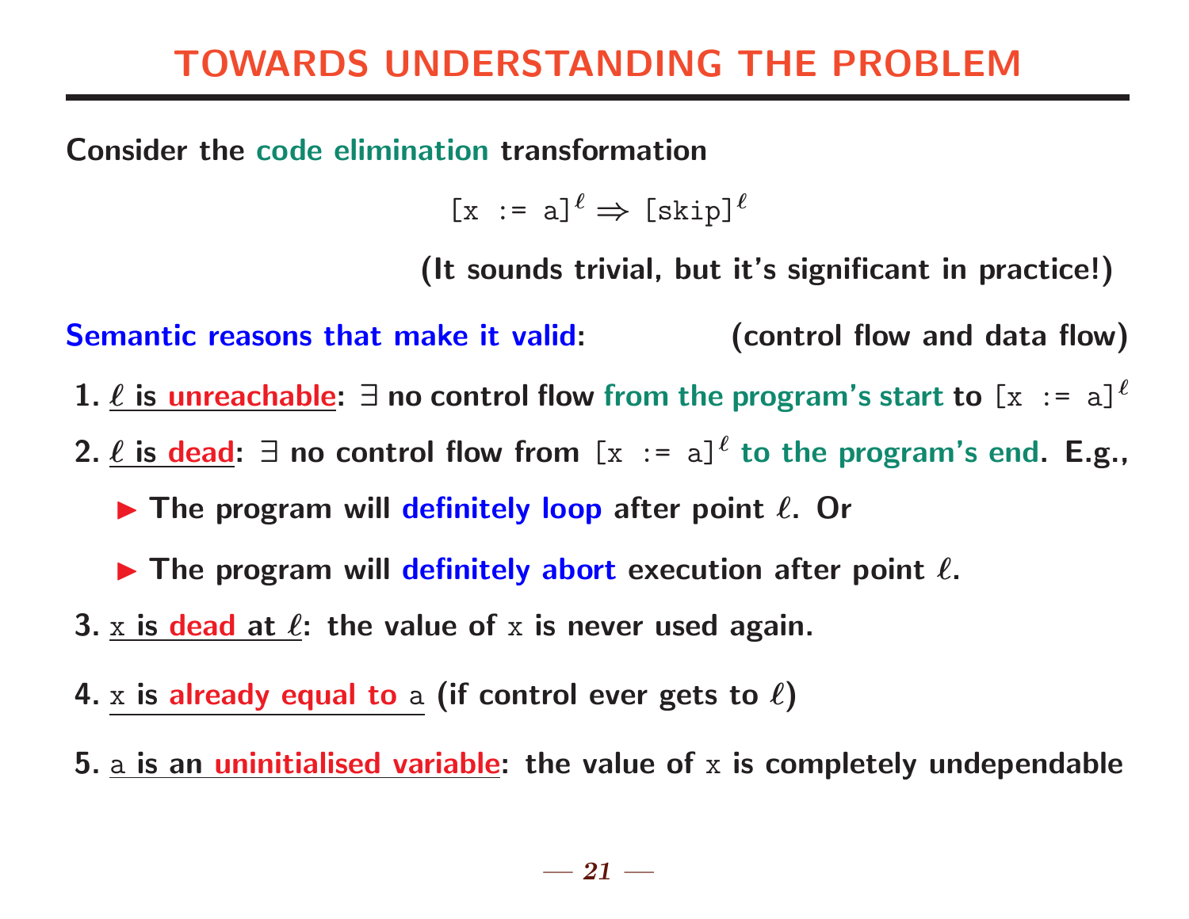# TOWARDS UNDERSTANDING THE PROBLEM

**Consider the code elimination transformation**

$$[\texttt{x := a}]^\ell \Rightarrow [\texttt{skip}]^\ell$$

**(It sounds trivial, but it's significant in practice!)**

**Semantic reasons that make it valid: (control flow and data flow)**

1. **$\ell$ is unreachable: $\exists$ no control flow from the program's start to $[\texttt{x := a}]^\ell$**
2. **$\ell$ is dead: $\exists$ no control flow from $[\texttt{x := a}]^\ell$ to the program's end. E.g.,**
   - **The program will definitely loop after point $\ell$. Or**
   - **The program will definitely abort execution after point $\ell$.**
3. **`x` is dead at $\ell$: the value of `x` is never used again.**
4. **`x` is already equal to `a` (if control ever gets to $\ell$)**
5. **`a` is an uninitialised variable: the value of `x` is completely undependable**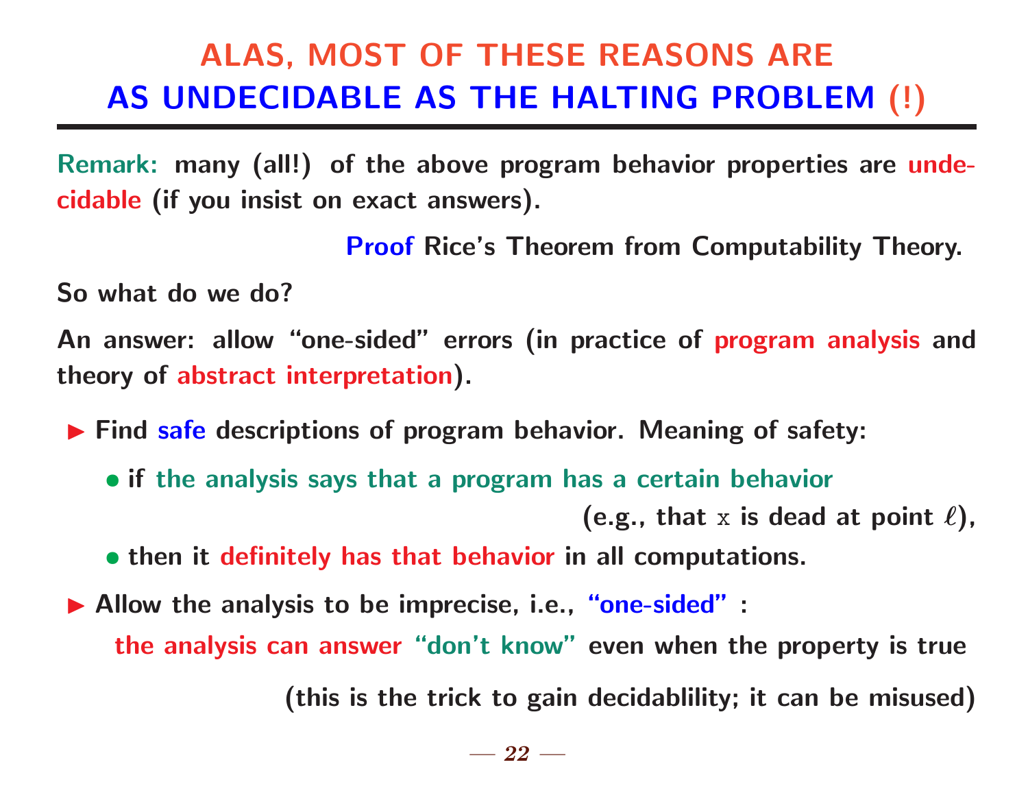# ALAS, MOST OF THESE REASONS ARE AS UNDECIDABLE AS THE HALTING PROBLEM (!)

**Remark:** many (all!) of the above program behavior properties are undecidable (if you insist on exact answers).

**Proof** Rice's Theorem from Computability Theory.

So what do we do?

An answer: allow "one-sided" errors (in practice of program analysis and theory of abstract interpretation).

- Find safe descriptions of program behavior. Meaning of safety:
  - if the analysis says that a program has a certain behavior (e.g., that x is dead at point $\ell$),
  - then it definitely has that behavior in all computations.
- Allow the analysis to be imprecise, i.e., "one-sided" :
  the analysis can answer "don't know" even when the property is true

  (this is the trick to gain decidablility; it can be misused)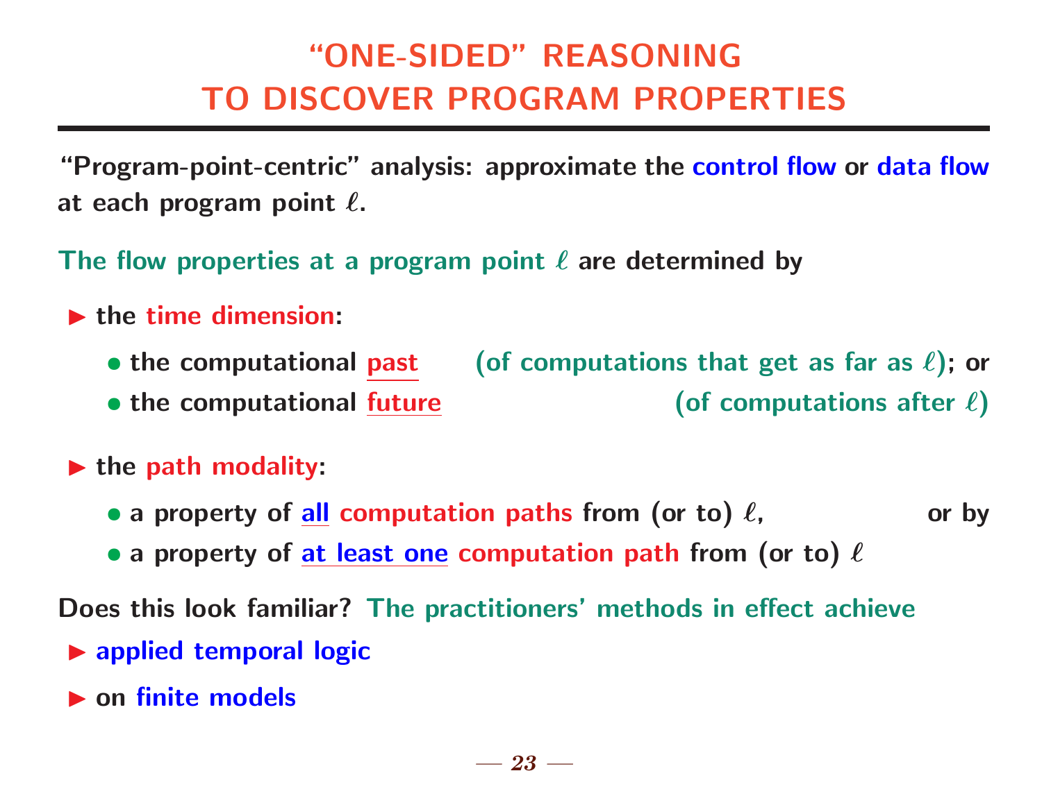# "ONE-SIDED" REASONING TO DISCOVER PROGRAM PROPERTIES

"Program-point-centric" analysis: approximate the control flow or data flow at each program point $\ell$.

The flow properties at a program point $\ell$ are determined by

- the time dimension:
  - the computational past (of computations that get as far as $\ell$); or
  - the computational future (of computations after $\ell$)
- the path modality:
  - a property of all computation paths from (or to) $\ell$, or by
  - a property of at least one computation path from (or to) $\ell$

Does this look familiar? The practitioners' methods in effect achieve

- applied temporal logic
- on finite models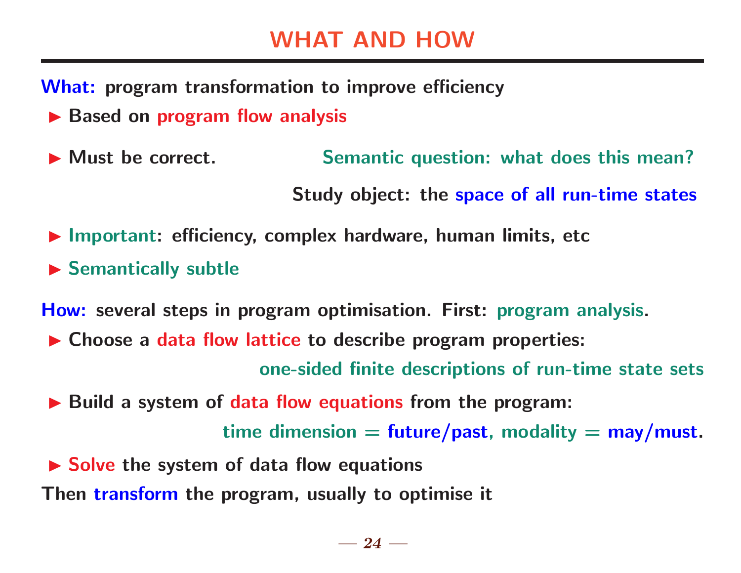# WHAT AND HOW

**What:** program transformation to improve efficiency

- Based on program flow analysis
- Must be correct. Semantic question: what does this mean?

  Study object: the space of all run-time states

- Important: efficiency, complex hardware, human limits, etc
- Semantically subtle

**How:** several steps in program optimisation. First: program analysis.

- Choose a data flow lattice to describe program properties:

  one-sided finite descriptions of run-time state sets

- Build a system of data flow equations from the program:

  time dimension = future/past, modality = may/must.

- Solve the system of data flow equations

Then transform the program, usually to optimise it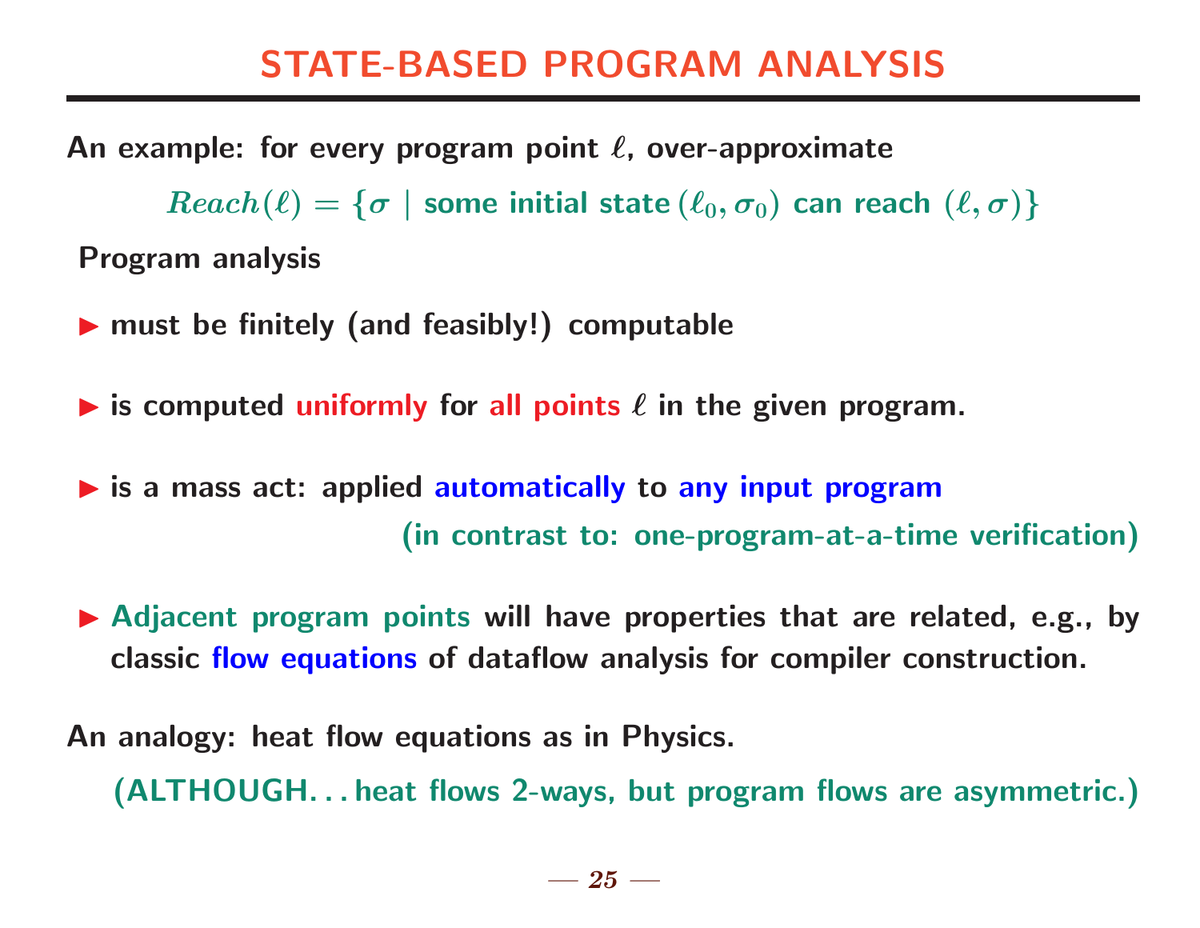# STATE-BASED PROGRAM ANALYSIS

An example: for every program point $\ell$, over-approximate

$$Reach(\ell) = \{\sigma \mid \text{some initial state } (\ell_0, \sigma_0) \text{ can reach } (\ell, \sigma)\}$$

Program analysis

- must be finitely (and feasibly!) computable
- is computed uniformly for all points $\ell$ in the given program.
- is a mass act: applied automatically to any input program

  (in contrast to: one-program-at-a-time verification)
- Adjacent program points will have properties that are related, e.g., by classic flow equations of dataflow analysis for compiler construction.

An analogy: heat flow equations as in Physics.

(ALTHOUGH. . . heat flows 2-ways, but program flows are asymmetric.)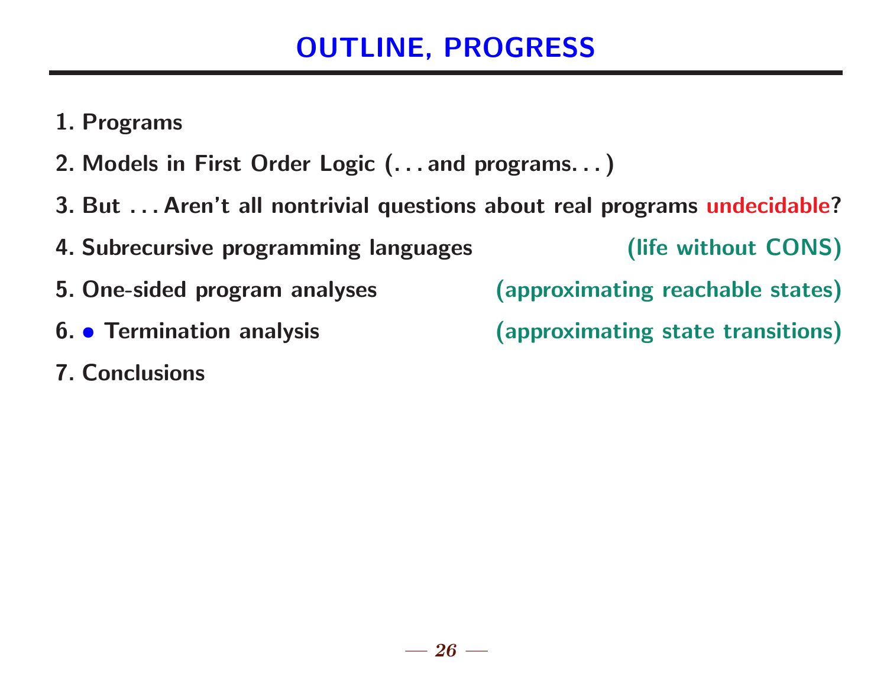# OUTLINE, PROGRESS

1. Programs
2. Models in First Order Logic (. . . and programs. . . )
3. But . . . Aren't all nontrivial questions about real programs undecidable?
4. Subrecursive programming languages (life without CONS)
5. One-sided program analyses (approximating reachable states)
6. • Termination analysis (approximating state transitions)
7. Conclusions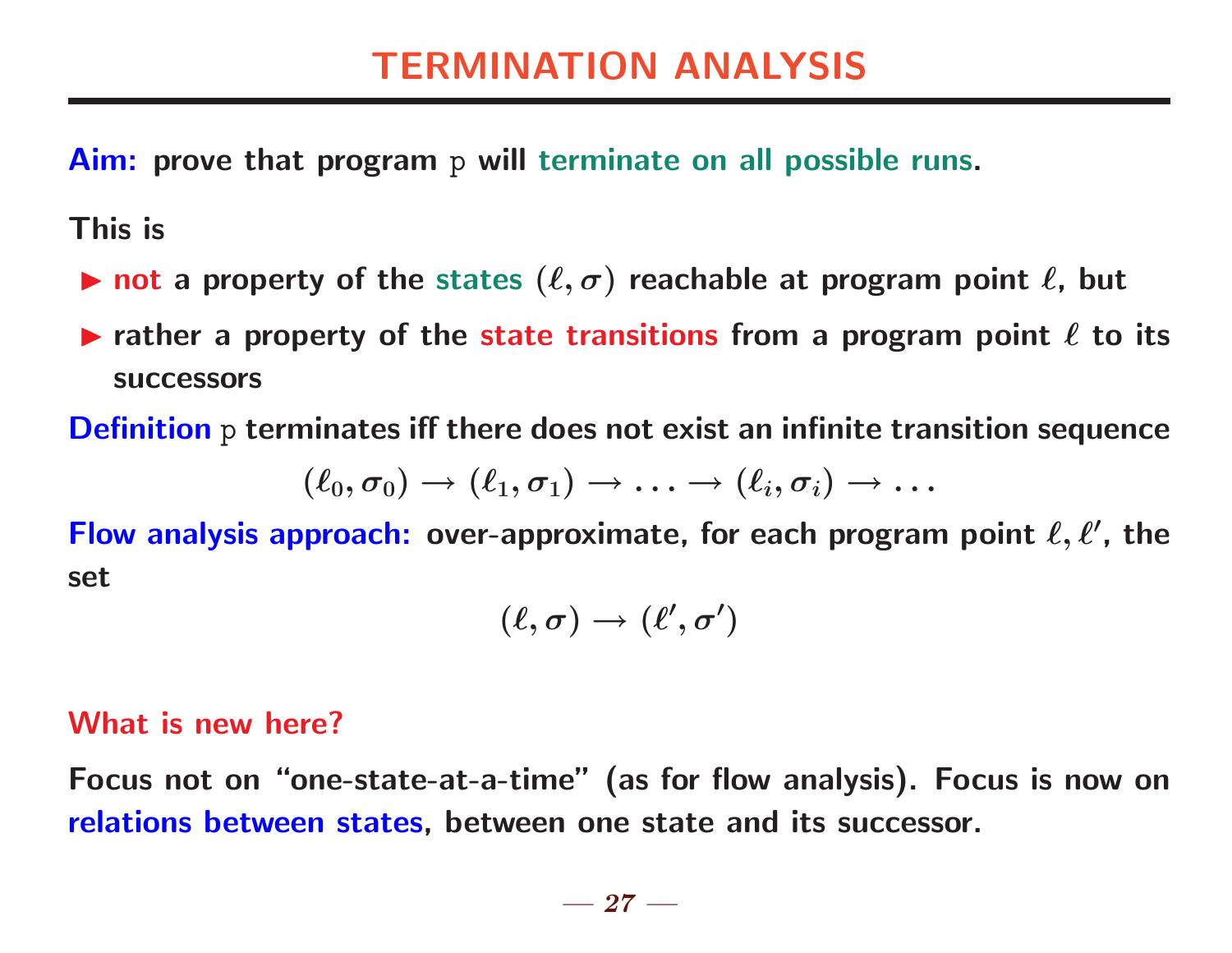# TERMINATION ANALYSIS

**Aim:** prove that program p will terminate on all possible runs.

This is

- **not** a property of the states $(\ell, \sigma)$ reachable at program point $\ell$, but
- rather a property of the state transitions from a program point $\ell$ to its successors

**Definition** p terminates iff there does not exist an infinite transition sequence

$$(\ell_0, \sigma_0) \rightarrow (\ell_1, \sigma_1) \rightarrow \ldots \rightarrow (\ell_i, \sigma_i) \rightarrow \ldots$$

**Flow analysis approach:** over-approximate, for each program point $\ell, \ell'$, the set

$$(\ell, \sigma) \rightarrow (\ell', \sigma')$$

**What is new here?**

Focus not on "one-state-at-a-time" (as for flow analysis). Focus is now on relations between states, between one state and its successor.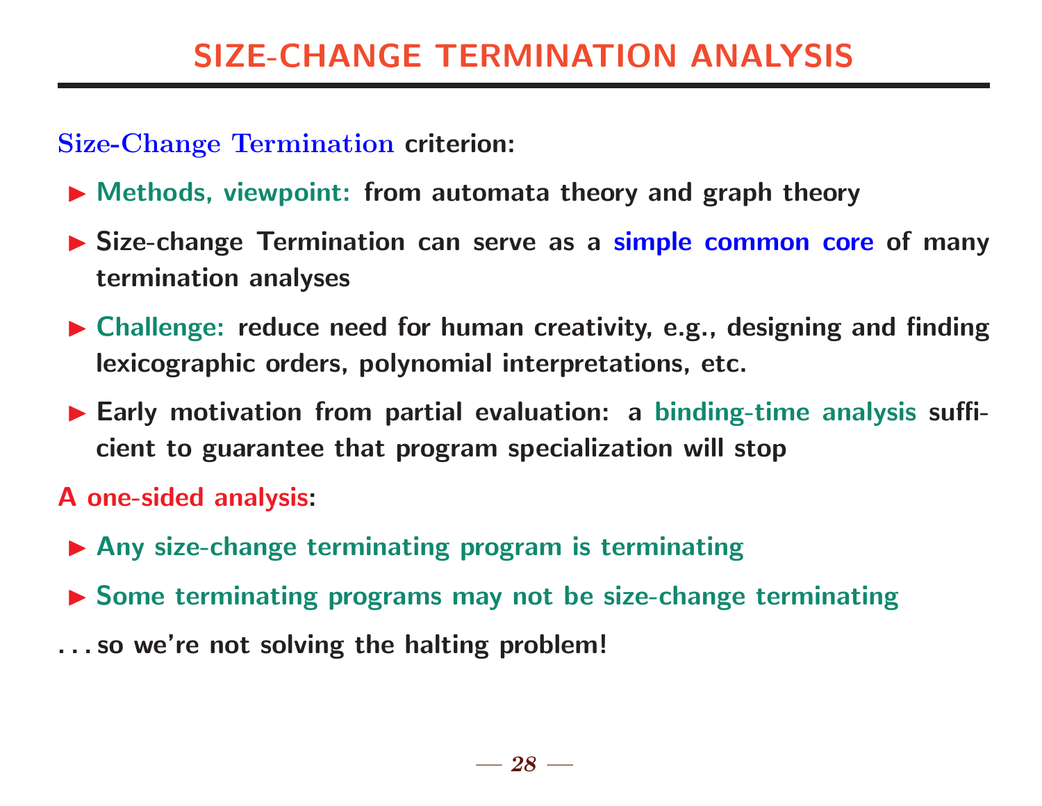# SIZE-CHANGE TERMINATION ANALYSIS

**Size-Change Termination criterion:**

- **Methods, viewpoint:** from automata theory and graph theory
- Size-change Termination can serve as a **simple common core** of many termination analyses
- **Challenge:** reduce need for human creativity, e.g., designing and finding lexicographic orders, polynomial interpretations, etc.
- Early motivation from partial evaluation: a **binding-time analysis** sufficient to guarantee that program specialization will stop

**A one-sided analysis:**

- Any size-change terminating program is terminating
- Some terminating programs may not be size-change terminating

...so we're not solving the halting problem!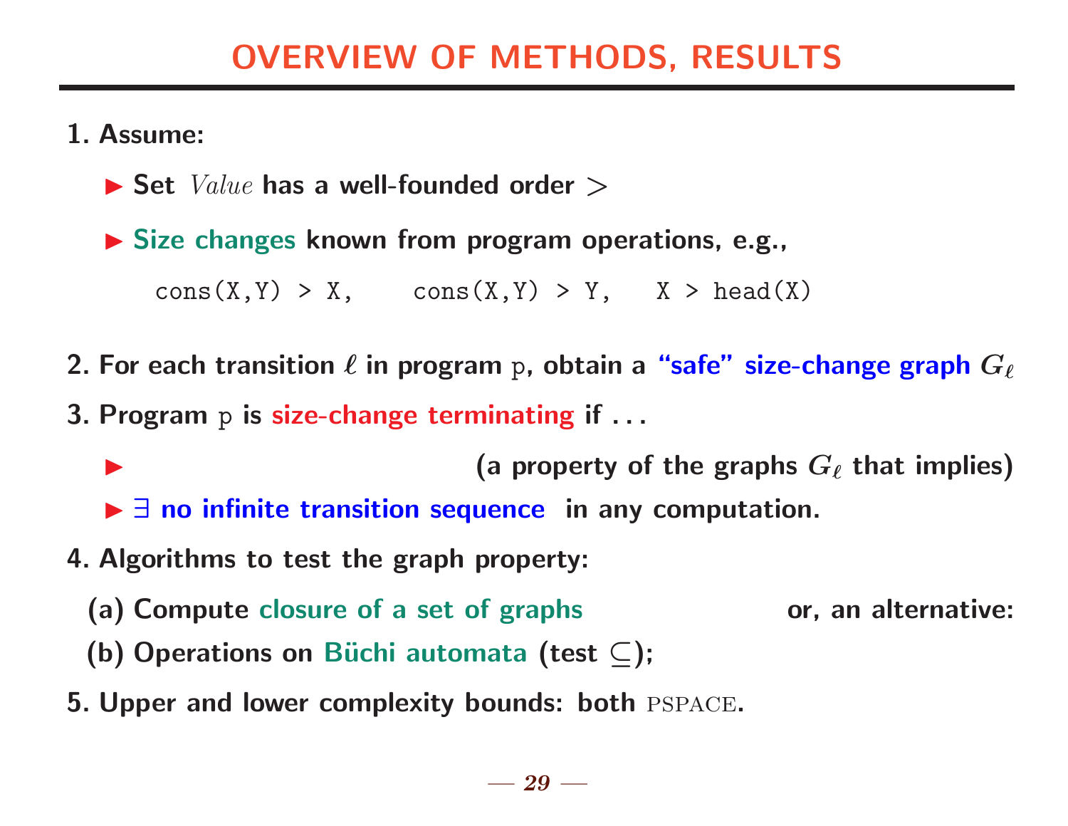# OVERVIEW OF METHODS, RESULTS

1. **Assume:**
   - **Set** $Value$ **has a well-founded order** $>$
   - **Size changes known from program operations, e.g.,**

     ```
     cons(X,Y) > X,    cons(X,Y) > Y,   X > head(X)
     ```

2. **For each transition** $\ell$ **in program** p**, obtain a "safe" size-change graph** $G_\ell$

3. **Program** p **is size-change terminating if . . .**
   - **(a property of the graphs** $G_\ell$ **that implies)**
   - $\exists$ **no infinite transition sequence in any computation.**

4. **Algorithms to test the graph property:**

   **(a) Compute closure of a set of graphs** **or, an alternative:**

   **(b) Operations on Büchi automata (test** $\subseteq$**);**

5. **Upper and lower complexity bounds: both** PSPACE**.**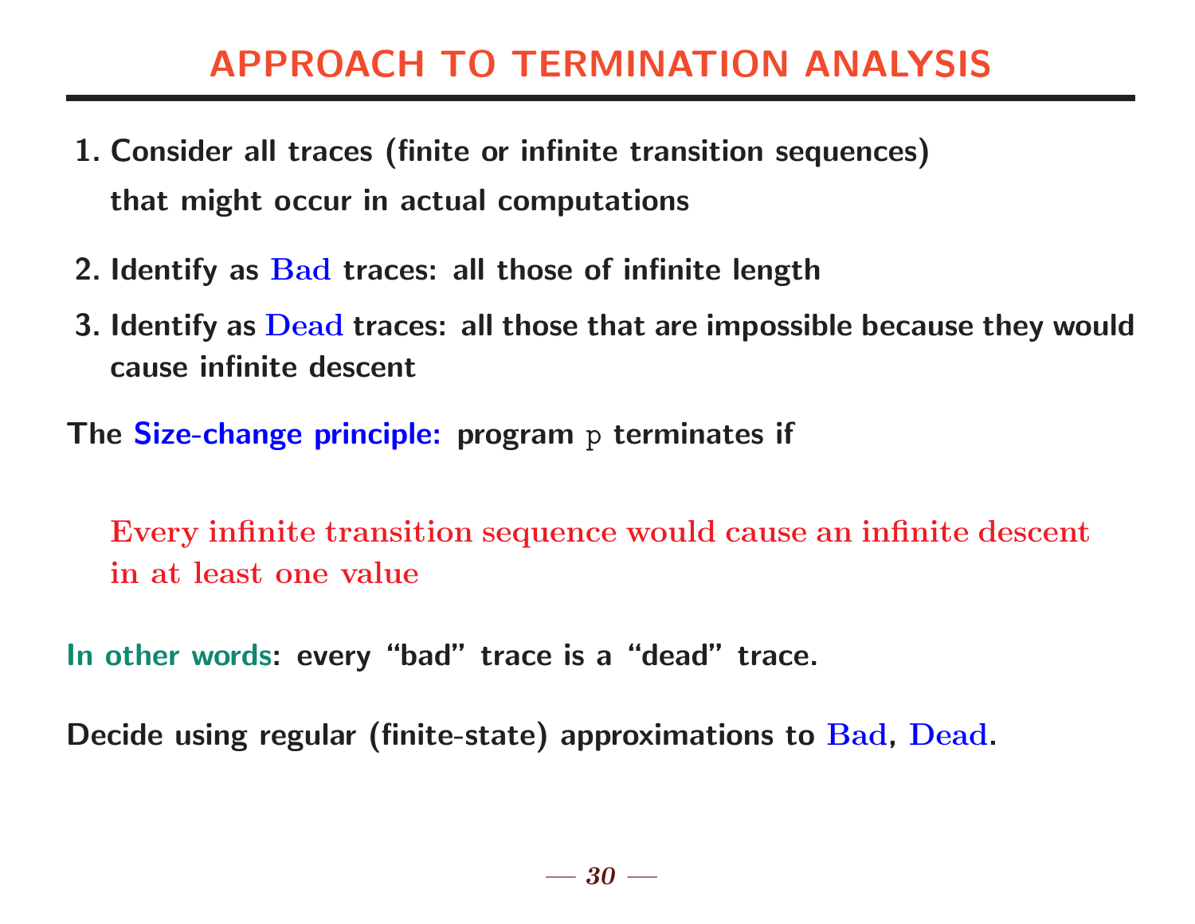# APPROACH TO TERMINATION ANALYSIS

1. Consider all traces (finite or infinite transition sequences) that might occur in actual computations
2. Identify as Bad traces: all those of infinite length
3. Identify as Dead traces: all those that are impossible because they would cause infinite descent

The **Size-change principle:** program `p` terminates if

> Every infinite transition sequence would cause an infinite descent in at least one value

**In other words**: every "bad" trace is a "dead" trace.

Decide using regular (finite-state) approximations to Bad, Dead.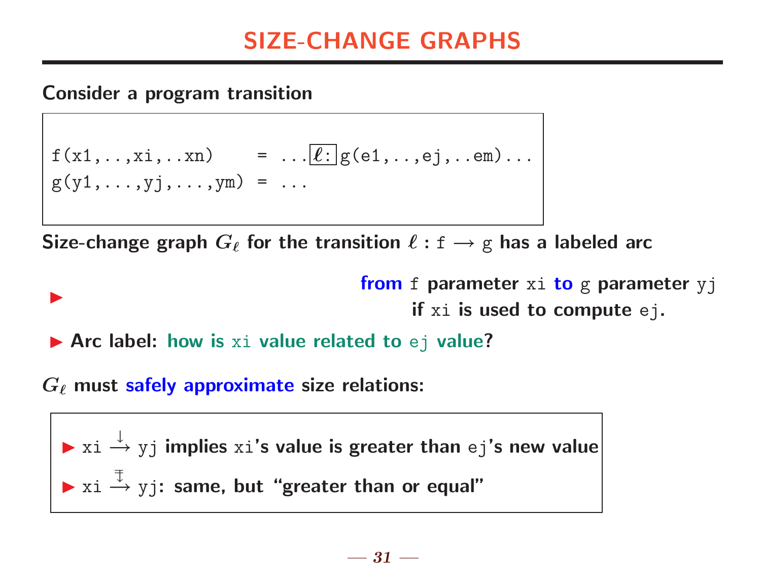# SIZE-CHANGE GRAPHS

**Consider a program transition**

```
f(x1,..,xi,..xn)    = ...ℓ: g(e1,..,ej,..em)...
g(y1,...,yj,...,ym) = ...
```

**Size-change graph $G_\ell$ for the transition $\ell$ : f $\longrightarrow$ g has a labeled arc**

- **from** f **parameter** xi **to** g **parameter** yj **if** xi **is used to compute** ej.
- **Arc label: how is** xi **value related to** ej **value?**

**$G_\ell$ must safely approximate size relations:**

- xi $\stackrel{\downarrow}{\longrightarrow}$ yj **implies** xi**'s value is greater than** ej**'s new value**
- xi $\stackrel{\mp}{\longrightarrow}$ yj**: same, but "greater than or equal"**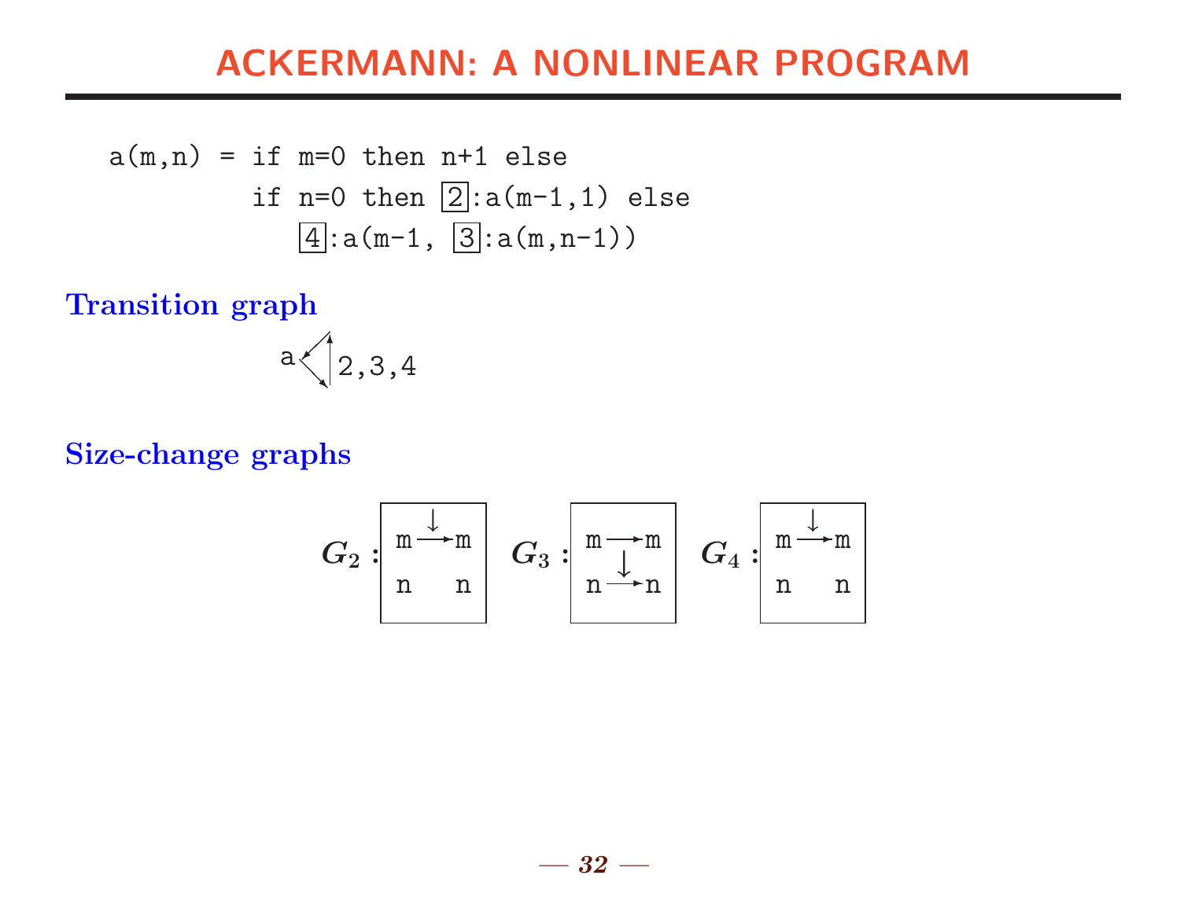# ACKERMANN: A NONLINEAR PROGRAM

```
a(m,n) = if m=0 then n+1 else
         if n=0 then [2]:a(m-1,1) else
            [4]:a(m-1, [3]:a(m,n-1))
```

**Transition graph**

a ⟲ 2,3,4

**Size-change graphs**

$G_2$: m $\xrightarrow{\downarrow}$ m, n n

$G_3$: m → m, n $\xrightarrow{\downarrow}$ n

$G_4$: m $\xrightarrow{\downarrow}$ m, n n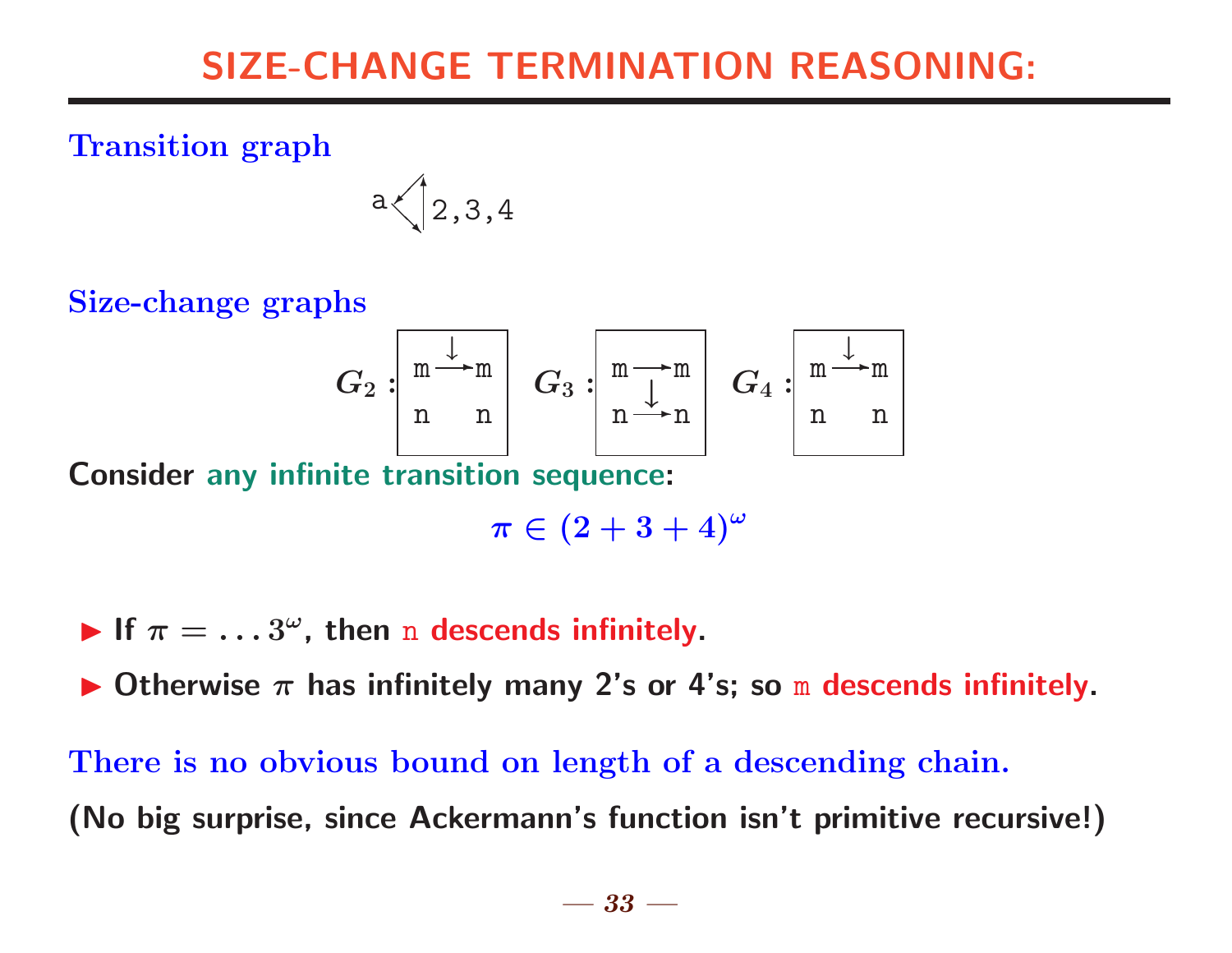# SIZE-CHANGE TERMINATION REASONING:

**Transition graph**

a ⟲ 2,3,4

**Size-change graphs**

$G_2$ : m $\xrightarrow{\downarrow}$ m, n n

$G_3$ : m $\rightarrow$ m, n $\xrightarrow{\downarrow}$ n

$G_4$ : m $\xrightarrow{\downarrow}$ m, n n

**Consider any infinite transition sequence:**

$$\pi \in (2 + 3 + 4)^{\omega}$$

- **If $\pi = \ldots 3^{\omega}$, then n descends infinitely.**
- **Otherwise $\pi$ has infinitely many 2's or 4's; so m descends infinitely.**

There is no obvious bound on length of a descending chain.

**(No big surprise, since Ackermann's function isn't primitive recursive!)**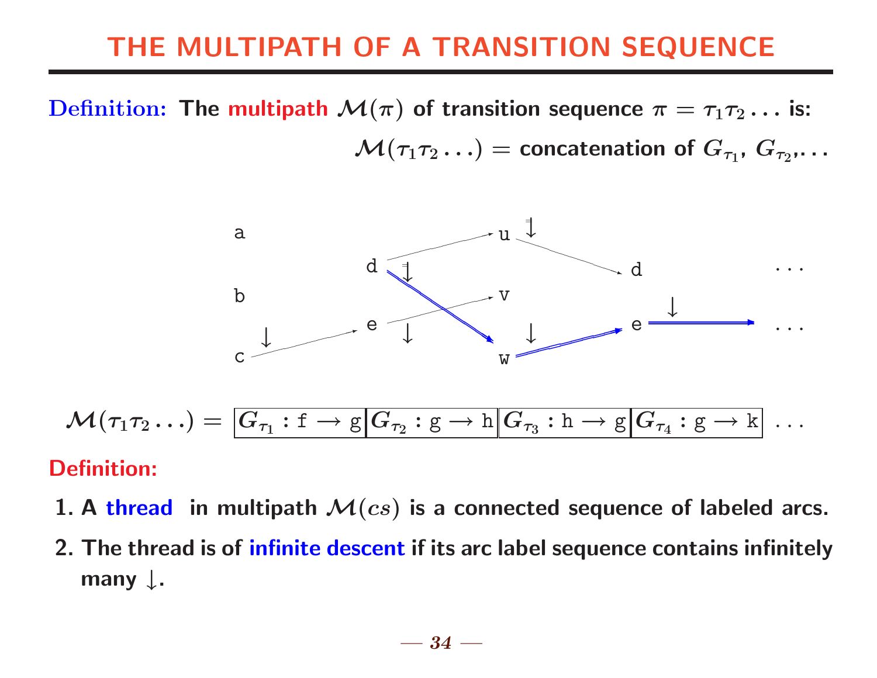# THE MULTIPATH OF A TRANSITION SEQUENCE

**Definition:** The **multipath** $\mathcal{M}(\pi)$ of transition sequence $\pi = \tau_1\tau_2\ldots$ is:

$$\mathcal{M}(\tau_1\tau_2\ldots) = \text{concatenation of } G_{\tau_1}, G_{\tau_2}, \ldots$$

$$\mathcal{M}(\tau_1\tau_2\ldots) = \boxed{G_{\tau_1} : \mathtt{f} \longrightarrow \mathtt{g}}\boxed{G_{\tau_2} : \mathtt{g} \longrightarrow \mathtt{h}}\boxed{G_{\tau_3} : \mathtt{h} \longrightarrow \mathtt{g}}\boxed{G_{\tau_4} : \mathtt{g} \longrightarrow \mathtt{k}} \ \ldots$$

**Definition:**

1. A **thread** in multipath $\mathcal{M}(cs)$ is a connected sequence of labeled arcs.
2. The thread is of **infinite descent** if its arc label sequence contains infinitely many $\downarrow$.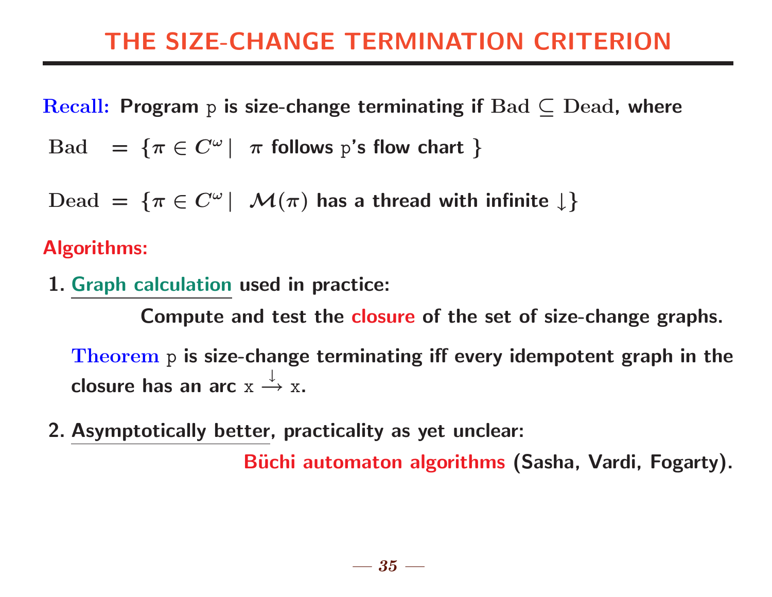# THE SIZE-CHANGE TERMINATION CRITERION

Recall: **Program p is size-change terminating if** $\text{Bad} \subseteq \text{Dead}$, **where**

$$\text{Bad} \;=\; \{\pi \in C^{\omega} \mid \;\pi \text{ follows p's flow chart } \}$$

$$\text{Dead} \;=\; \{\pi \in C^{\omega} \mid \;\mathcal{M}(\pi) \text{ has a thread with infinite } \downarrow\}$$

**Algorithms:**

1. **Graph calculation used in practice:**

   **Compute and test the closure of the set of size-change graphs.**

   Theorem p **is size-change terminating iff every idempotent graph in the closure has an arc** $\texttt{x} \overset{\downarrow}{\rightarrow} \texttt{x}$.

2. **Asymptotically better, practicality as yet unclear:**

   **Büchi automaton algorithms (Sasha, Vardi, Fogarty).**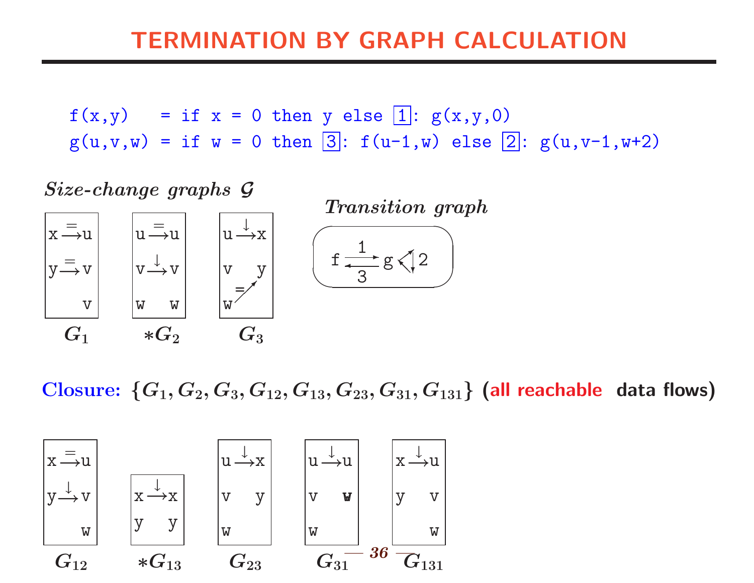# TERMINATION BY GRAPH CALCULATION

```
f(x,y)   = if x = 0 then y else [1]: g(x,y,0)
g(u,v,w) = if w = 0 then [3]: f(u-1,w) else [2]: g(u,v-1,w+2)
```

***Size-change graphs*** $\mathcal{G}$

| $G_1$ | $*G_2$ | $G_3$ |
|---|---|---|
| x $\xrightarrow{=}$ u | u $\xrightarrow{=}$ u | u $\xrightarrow{\downarrow}$ x |
| y $\xrightarrow{=}$ v | v $\xrightarrow{\downarrow}$ v | v &nbsp;&nbsp; y |
| &nbsp;&nbsp;&nbsp; v | w &nbsp;&nbsp; w | w $\xrightarrow{=}$ y |

***Transition graph***

f $\xrightarrow{1}$ g, g $\xrightarrow{3}$ f, g $\xrightarrow{2}$ g

**Closure:** $\{G_1, G_2, G_3, G_{12}, G_{13}, G_{23}, G_{31}, G_{131}\}$ (**all reachable data flows**)

| $G_{12}$ | $*G_{13}$ | $G_{23}$ | $G_{31}$ | $G_{131}$ |
|---|---|---|---|---|
| x $\xrightarrow{=}$ u | x $\xrightarrow{\downarrow}$ x | u $\xrightarrow{\downarrow}$ x | u $\xrightarrow{\downarrow}$ u | x $\xrightarrow{\downarrow}$ u |
| y $\xrightarrow{\downarrow}$ v | y &nbsp;&nbsp; y | v &nbsp;&nbsp; y | v &nbsp;&nbsp; w | y &nbsp;&nbsp; v |
| &nbsp;&nbsp;&nbsp; w | | w | w | &nbsp;&nbsp;&nbsp; w |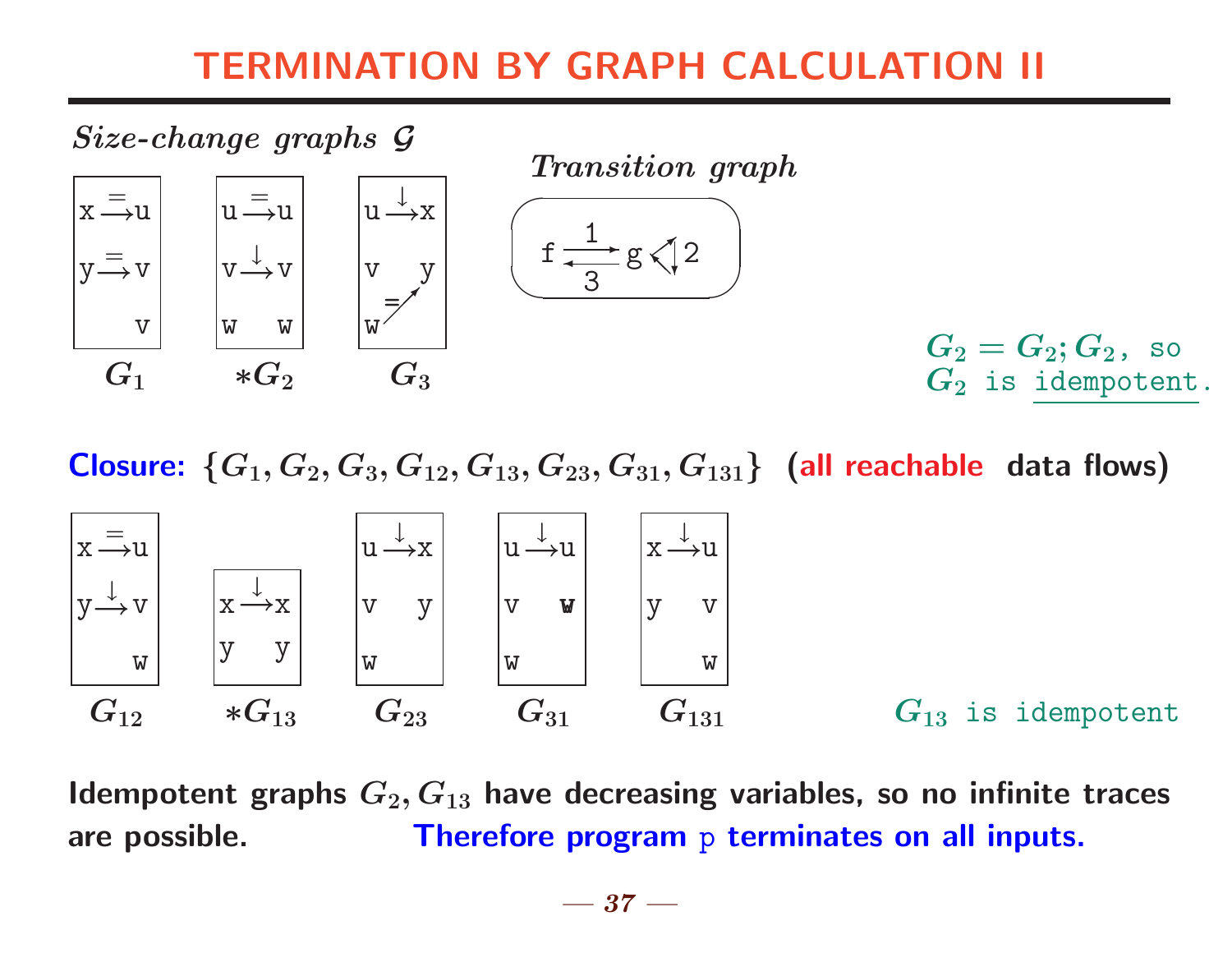# TERMINATION BY GRAPH CALCULATION II

*Size-change graphs* $\mathcal{G}$

*Transition graph*

```
x =→ u        u =→ u        u ↓→ x
y =→ v        v ↓→ v        v    y
     v        w    w        w =↗
  G1           *G2            G3
```

```
f --1--> g ⟲ 2
  <--3--
```

$G_2 = G_2; G_2$, so $G_2$ is idempotent.

**Closure:** $\{G_1, G_2, G_3, G_{12}, G_{13}, G_{23}, G_{31}, G_{131}\}$ (**all reachable data flows**)

```
x =→ u                      u ↓→ x        u ↓→ u        x ↓→ u
y ↓→ v        x ↓→ x        v    y        v    w        y    v
     w        y    y        w             w                  w
  G12          *G13           G23           G31           G131
```

$G_{13}$ is idempotent

**Idempotent graphs $G_2, G_{13}$ have decreasing variables, so no infinite traces are possible.** **Therefore program p terminates on all inputs.**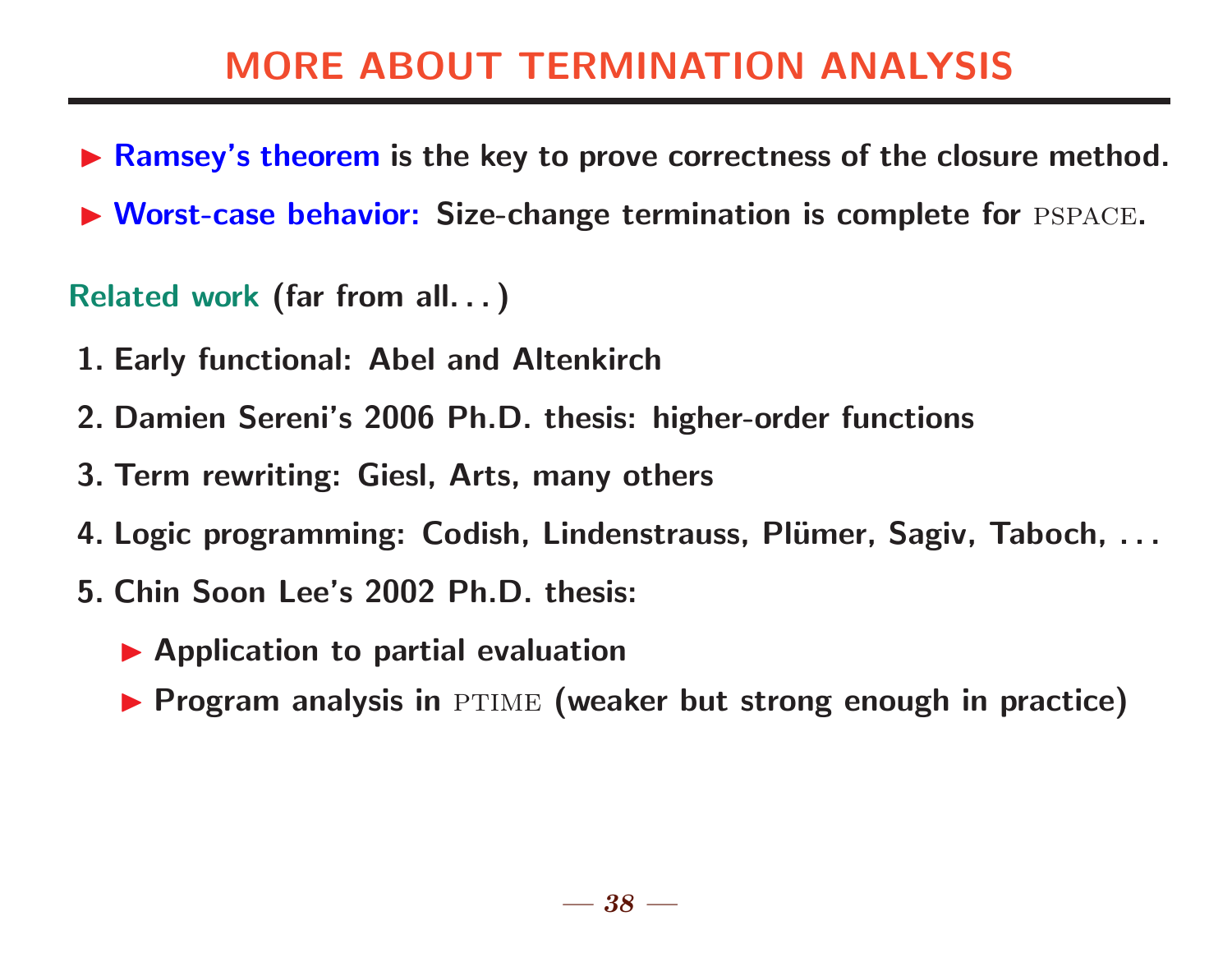# MORE ABOUT TERMINATION ANALYSIS

- **Ramsey's theorem** is the key to prove correctness of the closure method.
- **Worst-case behavior:** Size-change termination is complete for PSPACE.

**Related work** (far from all...)

1. Early functional: Abel and Altenkirch
2. Damien Sereni's 2006 Ph.D. thesis: higher-order functions
3. Term rewriting: Giesl, Arts, many others
4. Logic programming: Codish, Lindenstrauss, Plümer, Sagiv, Taboch, ...
5. Chin Soon Lee's 2002 Ph.D. thesis:
   - Application to partial evaluation
   - Program analysis in PTIME (weaker but strong enough in practice)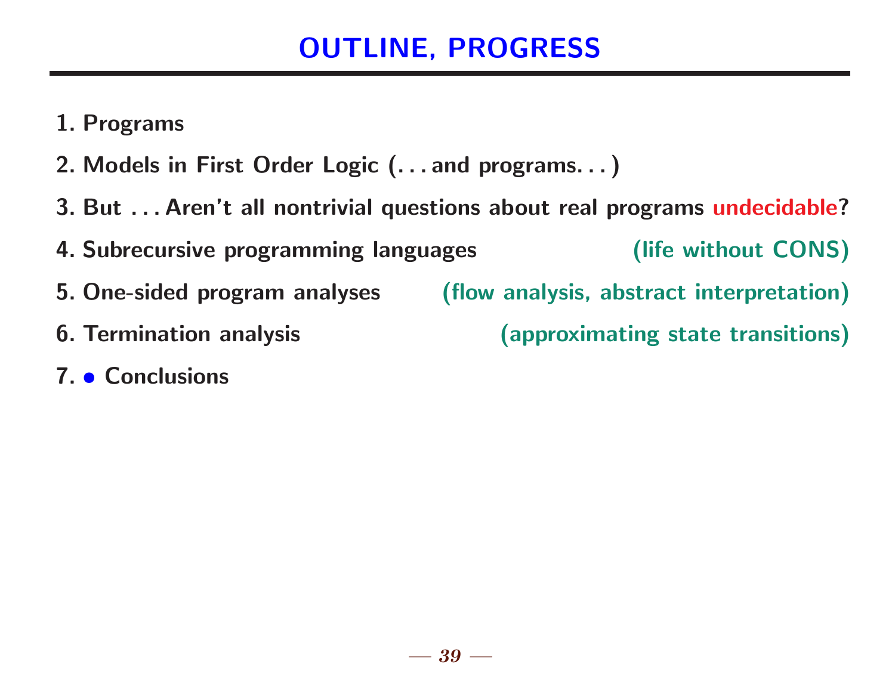# OUTLINE, PROGRESS

1. Programs
2. Models in First Order Logic (. . . and programs. . . )
3. But . . . Aren't all nontrivial questions about real programs undecidable?
4. Subrecursive programming languages (life without CONS)
5. One-sided program analyses (flow analysis, abstract interpretation)
6. Termination analysis (approximating state transitions)
7. • Conclusions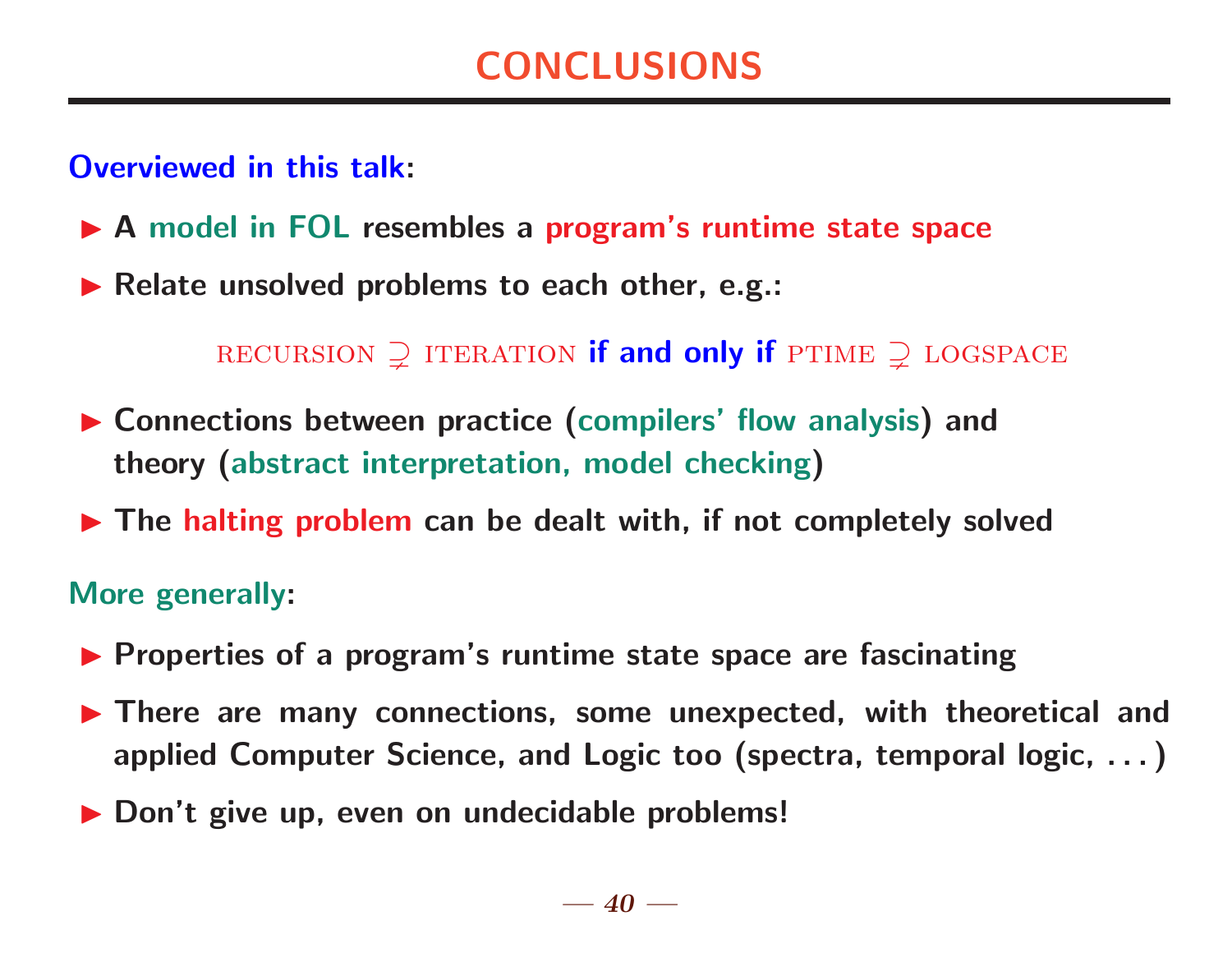# CONCLUSIONS

**Overviewed in this talk:**

- **A model in FOL resembles a program's runtime state space**
- **Relate unsolved problems to each other, e.g.:**

$$\text{RECURSION} \supsetneq \text{ITERATION} \textbf{ if and only if } \text{PTIME} \supsetneq \text{LOGSPACE}$$

- **Connections between practice (compilers' flow analysis) and theory (abstract interpretation, model checking)**
- **The halting problem can be dealt with, if not completely solved**

**More generally:**

- **Properties of a program's runtime state space are fascinating**
- **There are many connections, some unexpected, with theoretical and applied Computer Science, and Logic too (spectra, temporal logic, . . . )**
- **Don't give up, even on undecidable problems!**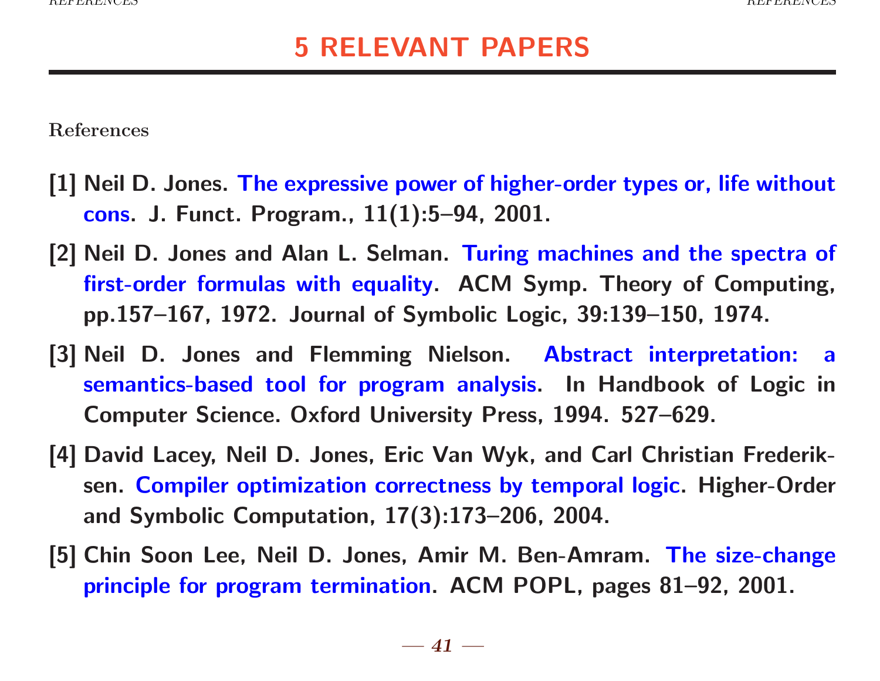# 5 RELEVANT PAPERS

References

[1] Neil D. Jones. The expressive power of higher-order types or, life without cons. J. Funct. Program., 11(1):5–94, 2001.

[2] Neil D. Jones and Alan L. Selman. Turing machines and the spectra of first-order formulas with equality. ACM Symp. Theory of Computing, pp.157–167, 1972. Journal of Symbolic Logic, 39:139–150, 1974.

[3] Neil D. Jones and Flemming Nielson. Abstract interpretation: a semantics-based tool for program analysis. In Handbook of Logic in Computer Science. Oxford University Press, 1994. 527–629.

[4] David Lacey, Neil D. Jones, Eric Van Wyk, and Carl Christian Frederiksen. Compiler optimization correctness by temporal logic. Higher-Order and Symbolic Computation, 17(3):173–206, 2004.

[5] Chin Soon Lee, Neil D. Jones, Amir M. Ben-Amram. The size-change principle for program termination. ACM POPL, pages 81–92, 2001.